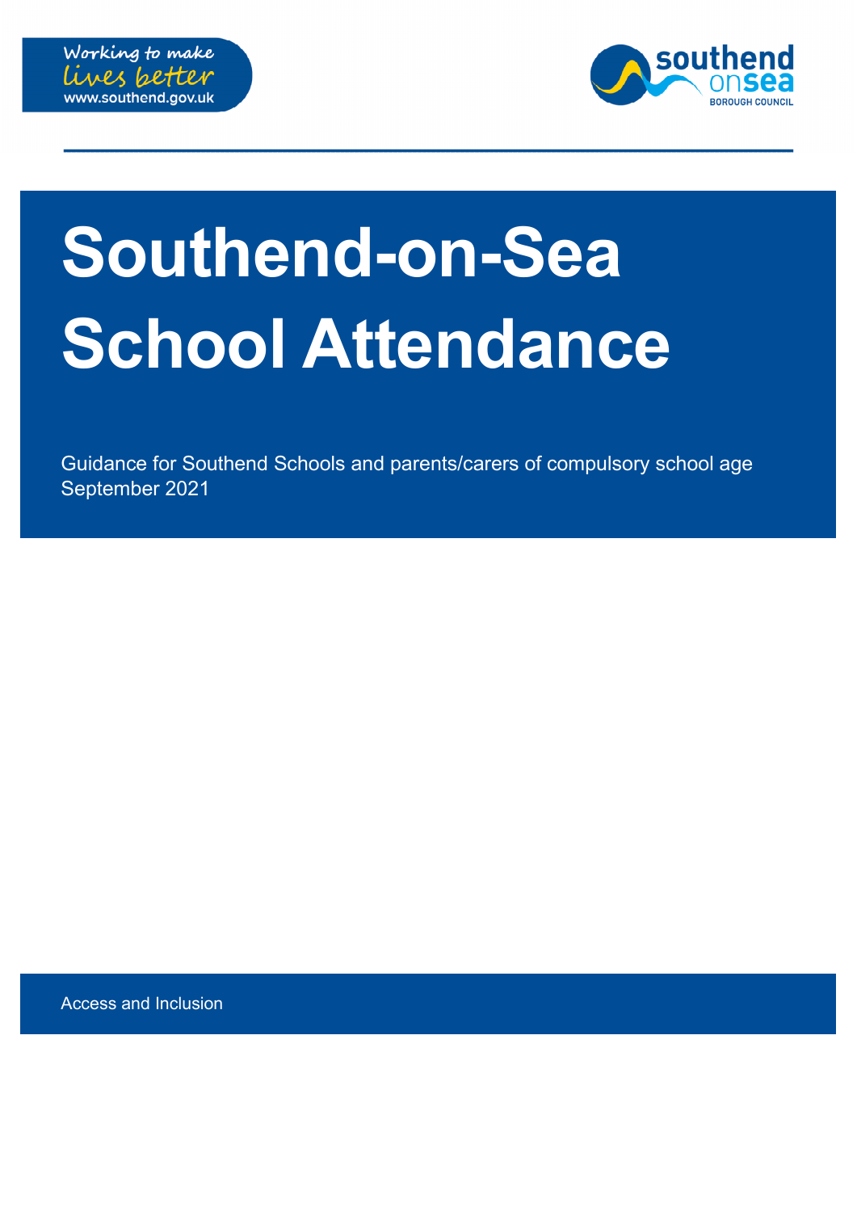Working to make lives better
www.southend.gov.uk

southend onsea BOROUGH COUNCIL

# Southend-on-Sea School Attendance

Guidance for Southend Schools and parents/carers of compulsory school age
September 2021

Access and Inclusion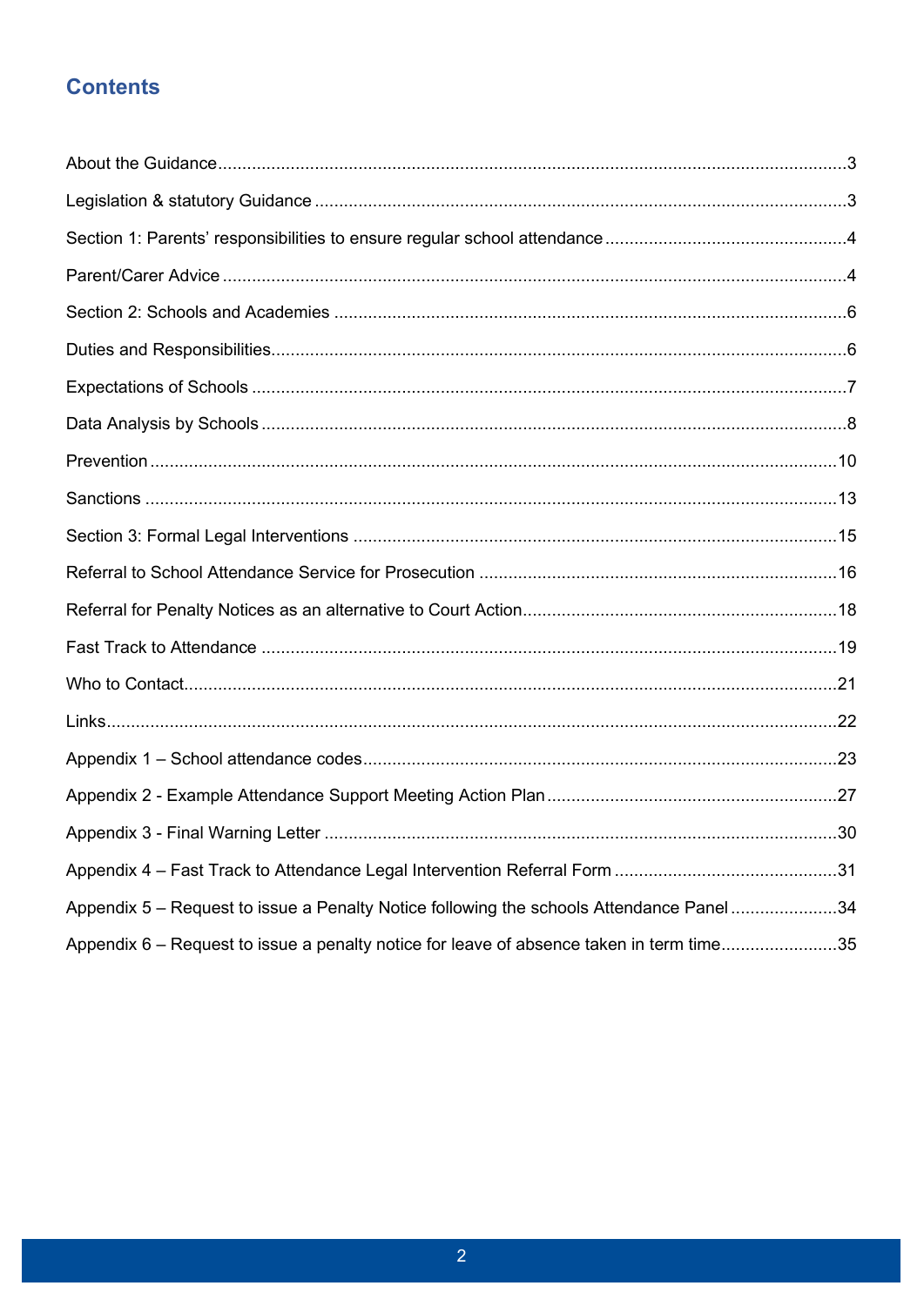## Contents

About the Guidance .....3

Legislation & statutory Guidance .....3

Section 1: Parents' responsibilities to ensure regular school attendance .....4

Parent/Carer Advice .....4

Section 2: Schools and Academies .....6

Duties and Responsibilities .....6

Expectations of Schools .....7

Data Analysis by Schools .....8

Prevention .....10

Sanctions .....13

Section 3: Formal Legal Interventions .....15

Referral to School Attendance Service for Prosecution .....16

Referral for Penalty Notices as an alternative to Court Action .....18

Fast Track to Attendance .....19

Who to Contact .....21

Links .....22

Appendix 1 – School attendance codes .....23

Appendix 2 - Example Attendance Support Meeting Action Plan .....27

Appendix 3 - Final Warning Letter .....30

Appendix 4 – Fast Track to Attendance Legal Intervention Referral Form .....31

Appendix 5 – Request to issue a Penalty Notice following the schools Attendance Panel .....34

Appendix 6 – Request to issue a penalty notice for leave of absence taken in term time .....35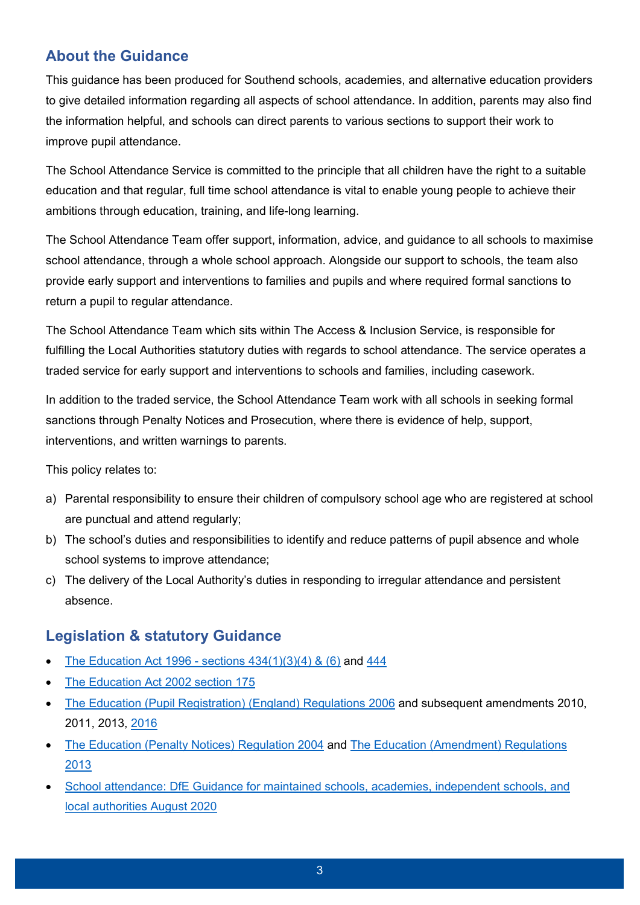## About the Guidance

This guidance has been produced for Southend schools, academies, and alternative education providers to give detailed information regarding all aspects of school attendance. In addition, parents may also find the information helpful, and schools can direct parents to various sections to support their work to improve pupil attendance.

The School Attendance Service is committed to the principle that all children have the right to a suitable education and that regular, full time school attendance is vital to enable young people to achieve their ambitions through education, training, and life-long learning.

The School Attendance Team offer support, information, advice, and guidance to all schools to maximise school attendance, through a whole school approach. Alongside our support to schools, the team also provide early support and interventions to families and pupils and where required formal sanctions to return a pupil to regular attendance.

The School Attendance Team which sits within The Access & Inclusion Service, is responsible for fulfilling the Local Authorities statutory duties with regards to school attendance. The service operates a traded service for early support and interventions to schools and families, including casework.

In addition to the traded service, the School Attendance Team work with all schools in seeking formal sanctions through Penalty Notices and Prosecution, where there is evidence of help, support, interventions, and written warnings to parents.

This policy relates to:

a) Parental responsibility to ensure their children of compulsory school age who are registered at school are punctual and attend regularly;
b) The school's duties and responsibilities to identify and reduce patterns of pupil absence and whole school systems to improve attendance;
c) The delivery of the Local Authority's duties in responding to irregular attendance and persistent absence.

## Legislation & statutory Guidance

- The Education Act 1996 - sections 434(1)(3)(4) & (6) and 444
- The Education Act 2002 section 175
- The Education (Pupil Registration) (England) Regulations 2006 and subsequent amendments 2010, 2011, 2013, 2016
- The Education (Penalty Notices) Regulation 2004 and The Education (Amendment) Regulations 2013
- School attendance: DfE Guidance for maintained schools, academies, independent schools, and local authorities August 2020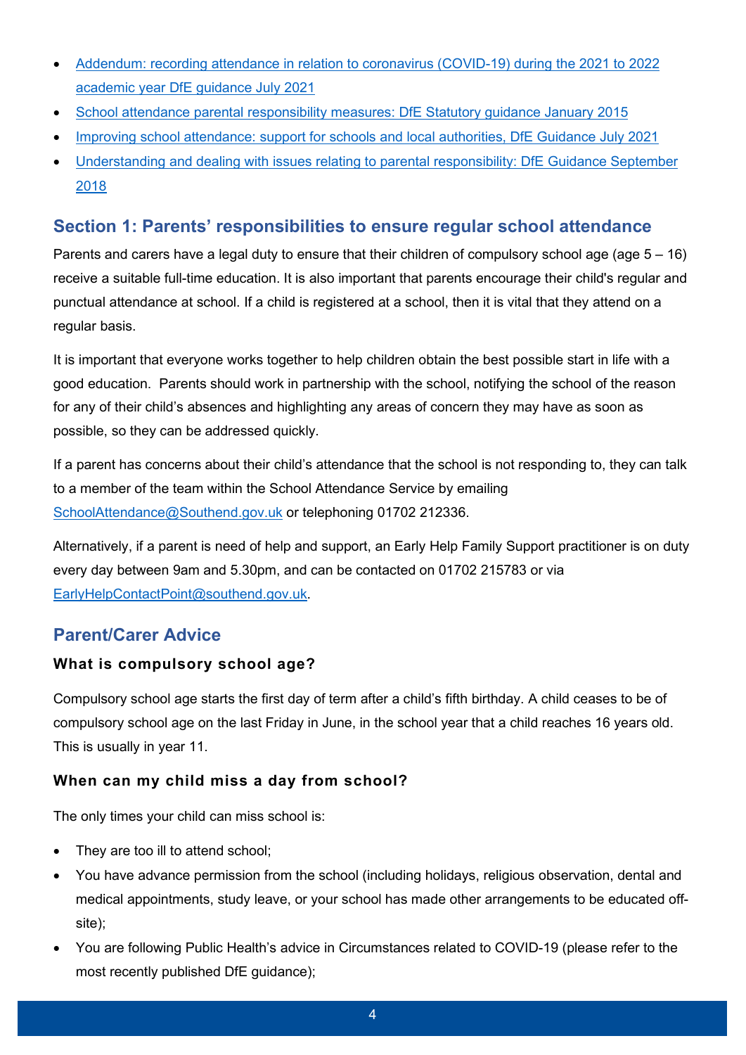- [Addendum: recording attendance in relation to coronavirus (COVID-19) during the 2021 to 2022 academic year DfE guidance July 2021]
- [School attendance parental responsibility measures: DfE Statutory guidance January 2015]
- [Improving school attendance: support for schools and local authorities, DfE Guidance July 2021]
- [Understanding and dealing with issues relating to parental responsibility: DfE Guidance September 2018]

## Section 1: Parents' responsibilities to ensure regular school attendance

Parents and carers have a legal duty to ensure that their children of compulsory school age (age 5 – 16) receive a suitable full-time education. It is also important that parents encourage their child's regular and punctual attendance at school. If a child is registered at a school, then it is vital that they attend on a regular basis.

It is important that everyone works together to help children obtain the best possible start in life with a good education. Parents should work in partnership with the school, notifying the school of the reason for any of their child's absences and highlighting any areas of concern they may have as soon as possible, so they can be addressed quickly.

If a parent has concerns about their child's attendance that the school is not responding to, they can talk to a member of the team within the School Attendance Service by emailing SchoolAttendance@Southend.gov.uk or telephoning 01702 212336.

Alternatively, if a parent is need of help and support, an Early Help Family Support practitioner is on duty every day between 9am and 5.30pm, and can be contacted on 01702 215783 or via EarlyHelpContactPoint@southend.gov.uk.

## Parent/Carer Advice

### What is compulsory school age?

Compulsory school age starts the first day of term after a child's fifth birthday. A child ceases to be of compulsory school age on the last Friday in June, in the school year that a child reaches 16 years old. This is usually in year 11.

### When can my child miss a day from school?

The only times your child can miss school is:

- They are too ill to attend school;
- You have advance permission from the school (including holidays, religious observation, dental and medical appointments, study leave, or your school has made other arrangements to be educated off-site);
- You are following Public Health's advice in Circumstances related to COVID-19 (please refer to the most recently published DfE guidance);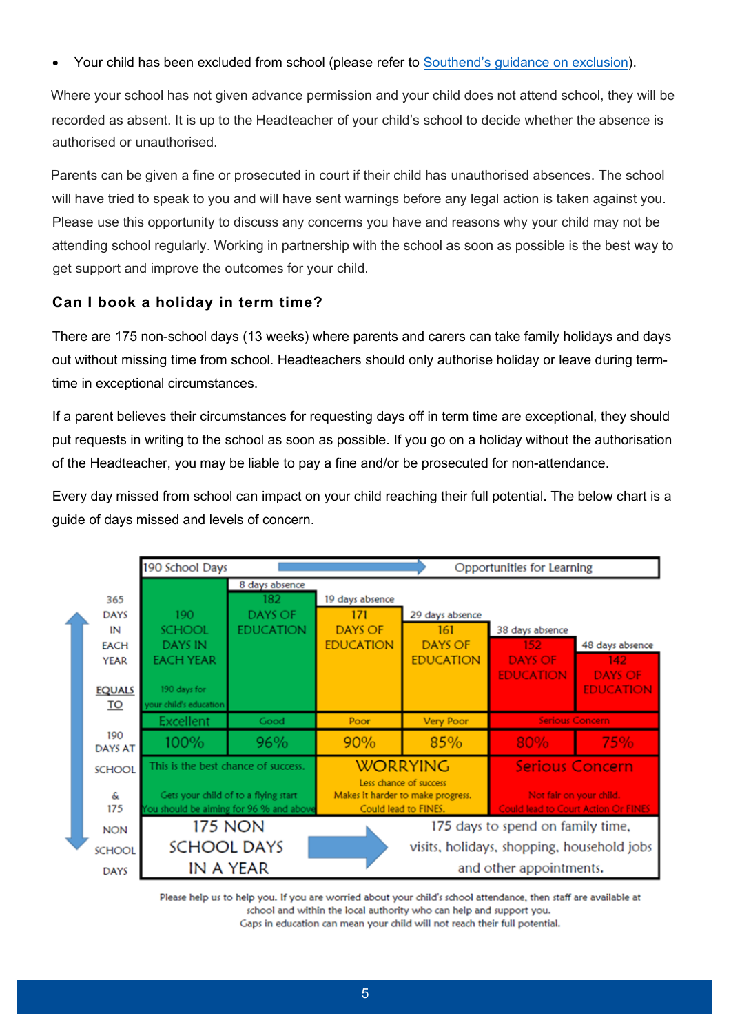- Your child has been excluded from school (please refer to Southend's guidance on exclusion).

Where your school has not given advance permission and your child does not attend school, they will be recorded as absent. It is up to the Headteacher of your child's school to decide whether the absence is authorised or unauthorised.

Parents can be given a fine or prosecuted in court if their child has unauthorised absences. The school will have tried to speak to you and will have sent warnings before any legal action is taken against you. Please use this opportunity to discuss any concerns you have and reasons why your child may not be attending school regularly. Working in partnership with the school as soon as possible is the best way to get support and improve the outcomes for your child.

### Can I book a holiday in term time?

There are 175 non-school days (13 weeks) where parents and carers can take family holidays and days out without missing time from school. Headteachers should only authorise holiday or leave during term-time in exceptional circumstances.

If a parent believes their circumstances for requesting days off in term time are exceptional, they should put requests in writing to the school as soon as possible. If you go on a holiday without the authorisation of the Headteacher, you may be liable to pay a fine and/or be prosecuted for non-attendance.

Every day missed from school can impact on your child reaching their full potential. The below chart is a guide of days missed and levels of concern.

190 School Days → Opportunities for Learning

365 DAYS IN EACH YEAR EQUALS TO 190 DAYS AT SCHOOL & 175 NON SCHOOL DAYS

| | 8 days absence | 19 days absence | 29 days absence | 38 days absence | 48 days absence |
|---|---|---|---|---|---|
| 190 SCHOOL DAYS IN EACH YEAR (190 days for your child's education) | 182 DAYS OF EDUCATION | 171 DAYS OF EDUCATION | 161 DAYS OF EDUCATION | 152 DAYS OF EDUCATION | 142 DAYS OF EDUCATION |
| Excellent | Good | Poor | Very Poor | Serious Concern | |
| 100% | 96% | 90% | 85% | 80% | 75% |
| This is the best chance of success. Gets your child of to a flying start. You should be aiming for 96 % and above | | WORRYING. Less chance of success. Makes it harder to make progress. Could lead to FINES. | | Serious Concern. Not fair on your child. Could lead to Court Action Or FINES | |

175 NON SCHOOL DAYS IN A YEAR → 175 days to spend on family time, visits, holidays, shopping, household jobs and other appointments.

Please help us to help you. If you are worried about your child's school attendance, then staff are available at school and within the local authority who can help and support you.
Gaps in education can mean your child will not reach their full potential.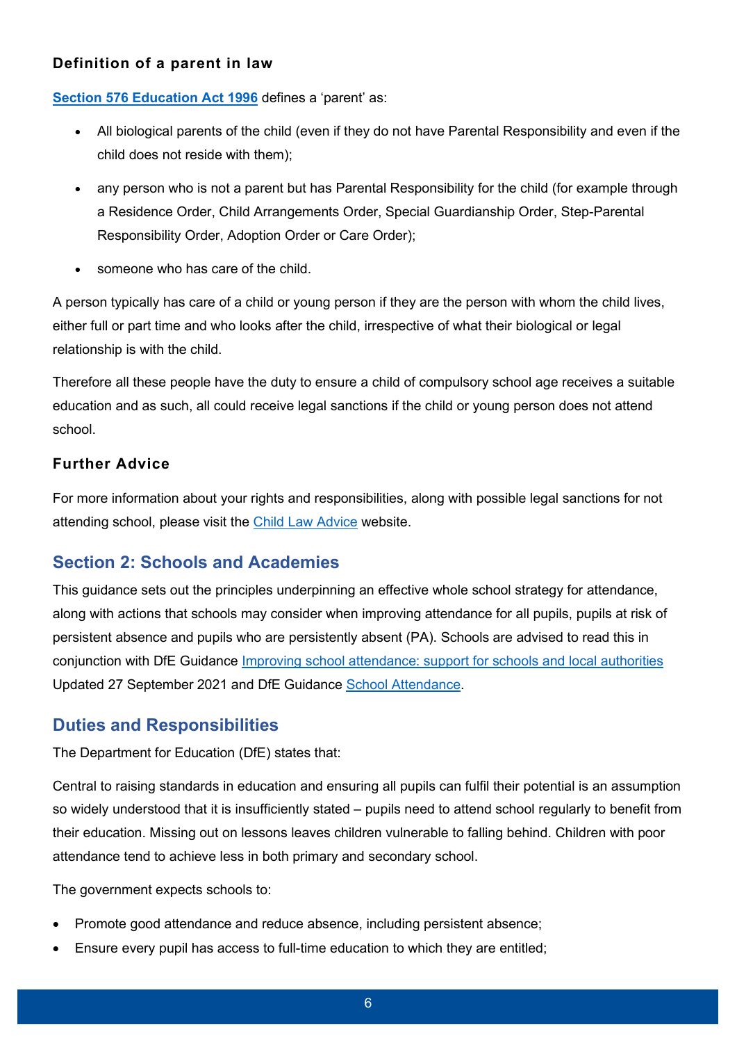### Definition of a parent in law

**[Section 576 Education Act 1996](https://www.legislation.gov.uk/ukpga/1996/56/section/576)** defines a 'parent' as:

- All biological parents of the child (even if they do not have Parental Responsibility and even if the child does not reside with them);
- any person who is not a parent but has Parental Responsibility for the child (for example through a Residence Order, Child Arrangements Order, Special Guardianship Order, Step-Parental Responsibility Order, Adoption Order or Care Order);
- someone who has care of the child.

A person typically has care of a child or young person if they are the person with whom the child lives, either full or part time and who looks after the child, irrespective of what their biological or legal relationship is with the child.

Therefore all these people have the duty to ensure a child of compulsory school age receives a suitable education and as such, all could receive legal sanctions if the child or young person does not attend school.

### Further Advice

For more information about your rights and responsibilities, along with possible legal sanctions for not attending school, please visit the Child Law Advice website.

## Section 2: Schools and Academies

This guidance sets out the principles underpinning an effective whole school strategy for attendance, along with actions that schools may consider when improving attendance for all pupils, pupils at risk of persistent absence and pupils who are persistently absent (PA). Schools are advised to read this in conjunction with DfE Guidance Improving school attendance: support for schools and local authorities Updated 27 September 2021 and DfE Guidance School Attendance.

## Duties and Responsibilities

The Department for Education (DfE) states that:

Central to raising standards in education and ensuring all pupils can fulfil their potential is an assumption so widely understood that it is insufficiently stated – pupils need to attend school regularly to benefit from their education. Missing out on lessons leaves children vulnerable to falling behind. Children with poor attendance tend to achieve less in both primary and secondary school.

The government expects schools to:

- Promote good attendance and reduce absence, including persistent absence;
- Ensure every pupil has access to full-time education to which they are entitled;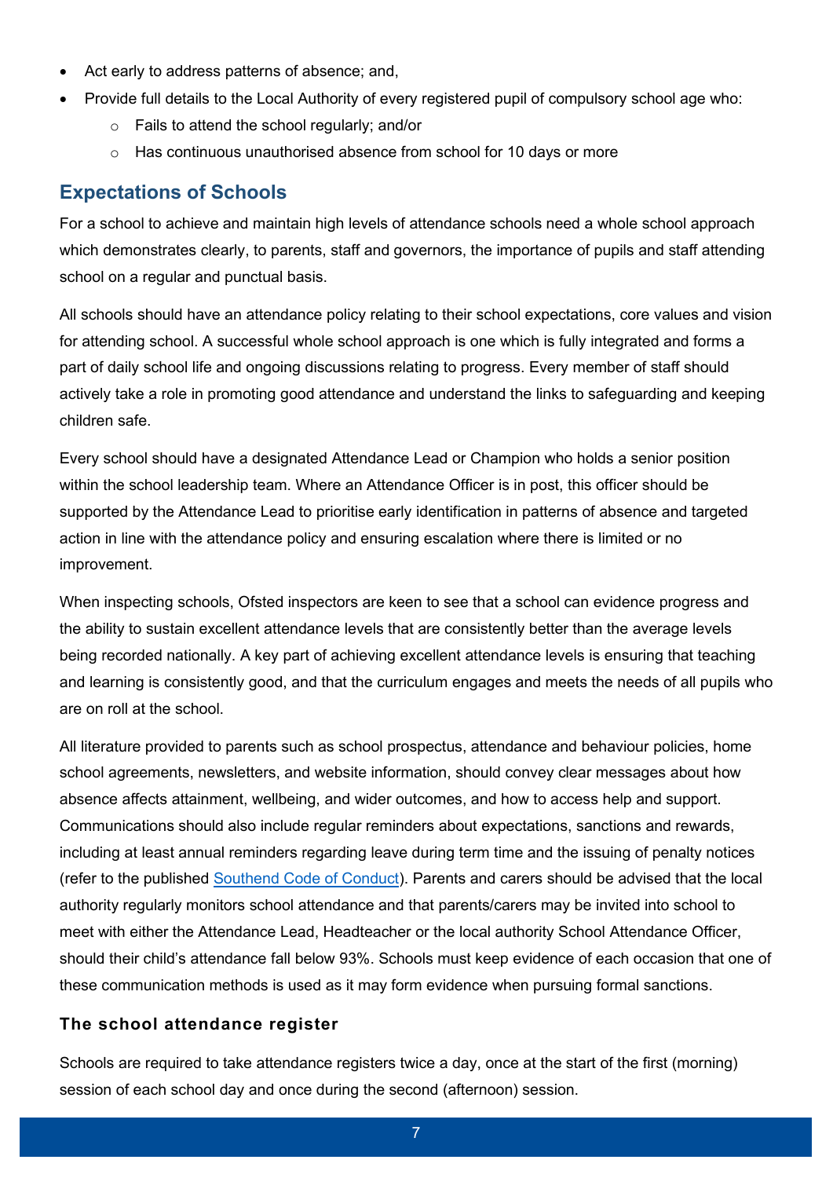- Act early to address patterns of absence; and,
- Provide full details to the Local Authority of every registered pupil of compulsory school age who:
  - Fails to attend the school regularly; and/or
  - Has continuous unauthorised absence from school for 10 days or more

## Expectations of Schools

For a school to achieve and maintain high levels of attendance schools need a whole school approach which demonstrates clearly, to parents, staff and governors, the importance of pupils and staff attending school on a regular and punctual basis.

All schools should have an attendance policy relating to their school expectations, core values and vision for attending school. A successful whole school approach is one which is fully integrated and forms a part of daily school life and ongoing discussions relating to progress. Every member of staff should actively take a role in promoting good attendance and understand the links to safeguarding and keeping children safe.

Every school should have a designated Attendance Lead or Champion who holds a senior position within the school leadership team. Where an Attendance Officer is in post, this officer should be supported by the Attendance Lead to prioritise early identification in patterns of absence and targeted action in line with the attendance policy and ensuring escalation where there is limited or no improvement.

When inspecting schools, Ofsted inspectors are keen to see that a school can evidence progress and the ability to sustain excellent attendance levels that are consistently better than the average levels being recorded nationally. A key part of achieving excellent attendance levels is ensuring that teaching and learning is consistently good, and that the curriculum engages and meets the needs of all pupils who are on roll at the school.

All literature provided to parents such as school prospectus, attendance and behaviour policies, home school agreements, newsletters, and website information, should convey clear messages about how absence affects attainment, wellbeing, and wider outcomes, and how to access help and support. Communications should also include regular reminders about expectations, sanctions and rewards, including at least annual reminders regarding leave during term time and the issuing of penalty notices (refer to the published Southend Code of Conduct). Parents and carers should be advised that the local authority regularly monitors school attendance and that parents/carers may be invited into school to meet with either the Attendance Lead, Headteacher or the local authority School Attendance Officer, should their child's attendance fall below 93%. Schools must keep evidence of each occasion that one of these communication methods is used as it may form evidence when pursuing formal sanctions.

### The school attendance register

Schools are required to take attendance registers twice a day, once at the start of the first (morning) session of each school day and once during the second (afternoon) session.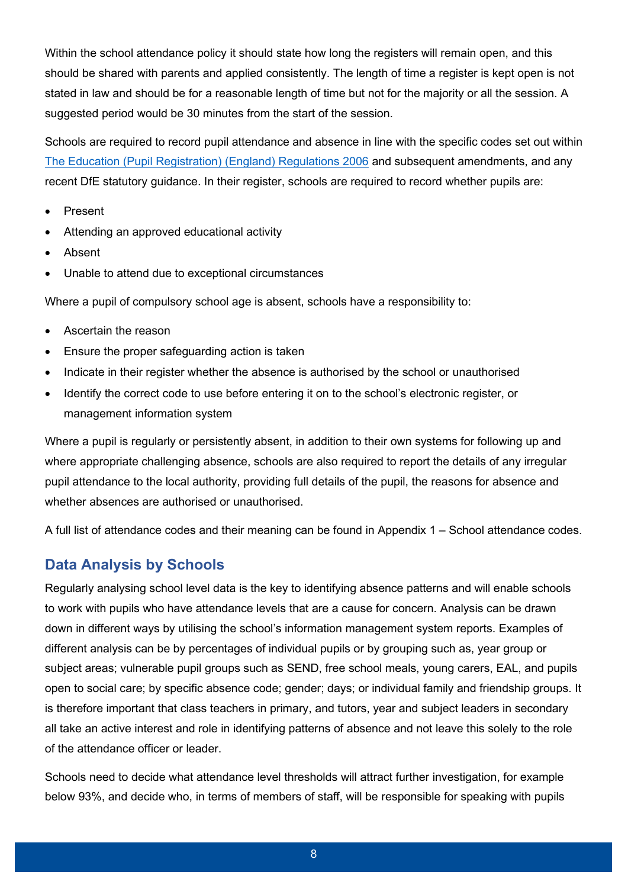Within the school attendance policy it should state how long the registers will remain open, and this should be shared with parents and applied consistently. The length of time a register is kept open is not stated in law and should be for a reasonable length of time but not for the majority or all the session. A suggested period would be 30 minutes from the start of the session.

Schools are required to record pupil attendance and absence in line with the specific codes set out within [The Education (Pupil Registration) (England) Regulations 2006](#) and subsequent amendments, and any recent DfE statutory guidance. In their register, schools are required to record whether pupils are:

- Present
- Attending an approved educational activity
- Absent
- Unable to attend due to exceptional circumstances

Where a pupil of compulsory school age is absent, schools have a responsibility to:

- Ascertain the reason
- Ensure the proper safeguarding action is taken
- Indicate in their register whether the absence is authorised by the school or unauthorised
- Identify the correct code to use before entering it on to the school's electronic register, or management information system

Where a pupil is regularly or persistently absent, in addition to their own systems for following up and where appropriate challenging absence, schools are also required to report the details of any irregular pupil attendance to the local authority, providing full details of the pupil, the reasons for absence and whether absences are authorised or unauthorised.

A full list of attendance codes and their meaning can be found in Appendix 1 – School attendance codes.

## Data Analysis by Schools

Regularly analysing school level data is the key to identifying absence patterns and will enable schools to work with pupils who have attendance levels that are a cause for concern. Analysis can be drawn down in different ways by utilising the school's information management system reports. Examples of different analysis can be by percentages of individual pupils or by grouping such as, year group or subject areas; vulnerable pupil groups such as SEND, free school meals, young carers, EAL, and pupils open to social care; by specific absence code; gender; days; or individual family and friendship groups. It is therefore important that class teachers in primary, and tutors, year and subject leaders in secondary all take an active interest and role in identifying patterns of absence and not leave this solely to the role of the attendance officer or leader.

Schools need to decide what attendance level thresholds will attract further investigation, for example below 93%, and decide who, in terms of members of staff, will be responsible for speaking with pupils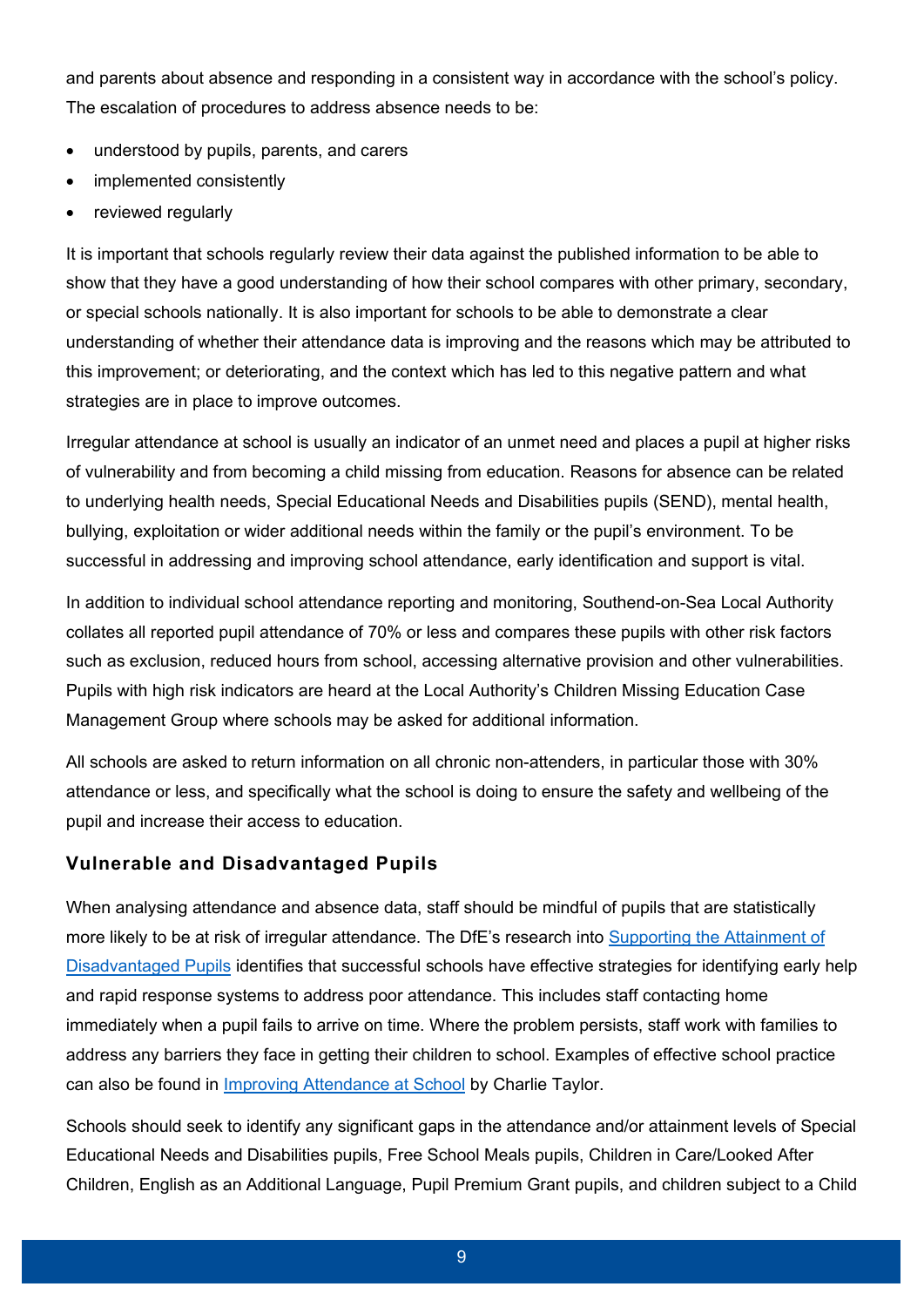and parents about absence and responding in a consistent way in accordance with the school's policy. The escalation of procedures to address absence needs to be:

- understood by pupils, parents, and carers
- implemented consistently
- reviewed regularly

It is important that schools regularly review their data against the published information to be able to show that they have a good understanding of how their school compares with other primary, secondary, or special schools nationally. It is also important for schools to be able to demonstrate a clear understanding of whether their attendance data is improving and the reasons which may be attributed to this improvement; or deteriorating, and the context which has led to this negative pattern and what strategies are in place to improve outcomes.

Irregular attendance at school is usually an indicator of an unmet need and places a pupil at higher risks of vulnerability and from becoming a child missing from education. Reasons for absence can be related to underlying health needs, Special Educational Needs and Disabilities pupils (SEND), mental health, bullying, exploitation or wider additional needs within the family or the pupil's environment. To be successful in addressing and improving school attendance, early identification and support is vital.

In addition to individual school attendance reporting and monitoring, Southend-on-Sea Local Authority collates all reported pupil attendance of 70% or less and compares these pupils with other risk factors such as exclusion, reduced hours from school, accessing alternative provision and other vulnerabilities. Pupils with high risk indicators are heard at the Local Authority's Children Missing Education Case Management Group where schools may be asked for additional information.

All schools are asked to return information on all chronic non-attenders, in particular those with 30% attendance or less, and specifically what the school is doing to ensure the safety and wellbeing of the pupil and increase their access to education.

### Vulnerable and Disadvantaged Pupils

When analysing attendance and absence data, staff should be mindful of pupils that are statistically more likely to be at risk of irregular attendance. The DfE's research into [Supporting the Attainment of Disadvantaged Pupils] identifies that successful schools have effective strategies for identifying early help and rapid response systems to address poor attendance. This includes staff contacting home immediately when a pupil fails to arrive on time. Where the problem persists, staff work with families to address any barriers they face in getting their children to school. Examples of effective school practice can also be found in [Improving Attendance at School] by Charlie Taylor.

Schools should seek to identify any significant gaps in the attendance and/or attainment levels of Special Educational Needs and Disabilities pupils, Free School Meals pupils, Children in Care/Looked After Children, English as an Additional Language, Pupil Premium Grant pupils, and children subject to a Child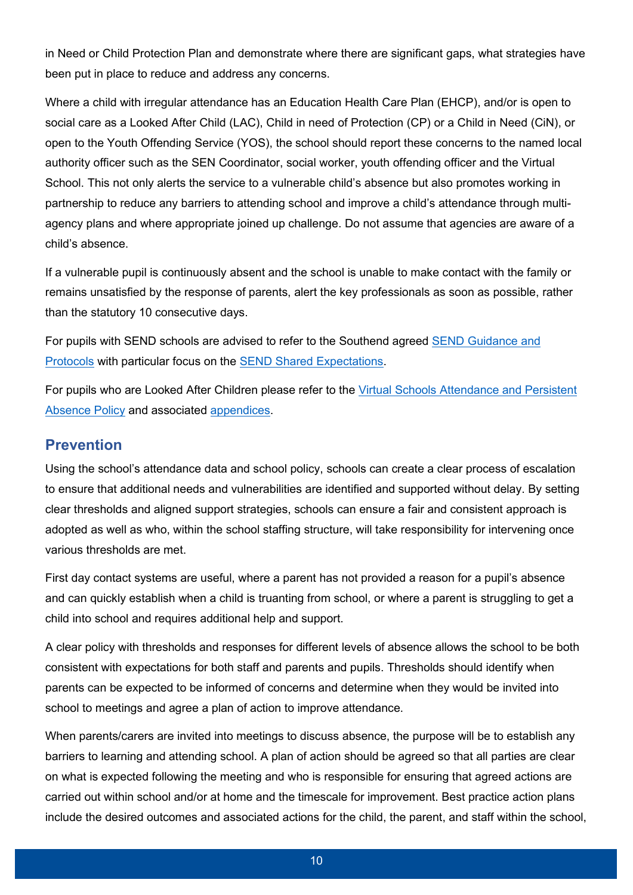in Need or Child Protection Plan and demonstrate where there are significant gaps, what strategies have been put in place to reduce and address any concerns.

Where a child with irregular attendance has an Education Health Care Plan (EHCP), and/or is open to social care as a Looked After Child (LAC), Child in need of Protection (CP) or a Child in Need (CiN), or open to the Youth Offending Service (YOS), the school should report these concerns to the named local authority officer such as the SEN Coordinator, social worker, youth offending officer and the Virtual School. This not only alerts the service to a vulnerable child's absence but also promotes working in partnership to reduce any barriers to attending school and improve a child's attendance through multi-agency plans and where appropriate joined up challenge. Do not assume that agencies are aware of a child's absence.

If a vulnerable pupil is continuously absent and the school is unable to make contact with the family or remains unsatisfied by the response of parents, alert the key professionals as soon as possible, rather than the statutory 10 consecutive days.

For pupils with SEND schools are advised to refer to the Southend agreed SEND Guidance and Protocols with particular focus on the SEND Shared Expectations.

For pupils who are Looked After Children please refer to the Virtual Schools Attendance and Persistent Absence Policy and associated appendices.

## Prevention

Using the school's attendance data and school policy, schools can create a clear process of escalation to ensure that additional needs and vulnerabilities are identified and supported without delay. By setting clear thresholds and aligned support strategies, schools can ensure a fair and consistent approach is adopted as well as who, within the school staffing structure, will take responsibility for intervening once various thresholds are met.

First day contact systems are useful, where a parent has not provided a reason for a pupil's absence and can quickly establish when a child is truanting from school, or where a parent is struggling to get a child into school and requires additional help and support.

A clear policy with thresholds and responses for different levels of absence allows the school to be both consistent with expectations for both staff and parents and pupils. Thresholds should identify when parents can be expected to be informed of concerns and determine when they would be invited into school to meetings and agree a plan of action to improve attendance.

When parents/carers are invited into meetings to discuss absence, the purpose will be to establish any barriers to learning and attending school. A plan of action should be agreed so that all parties are clear on what is expected following the meeting and who is responsible for ensuring that agreed actions are carried out within school and/or at home and the timescale for improvement. Best practice action plans include the desired outcomes and associated actions for the child, the parent, and staff within the school,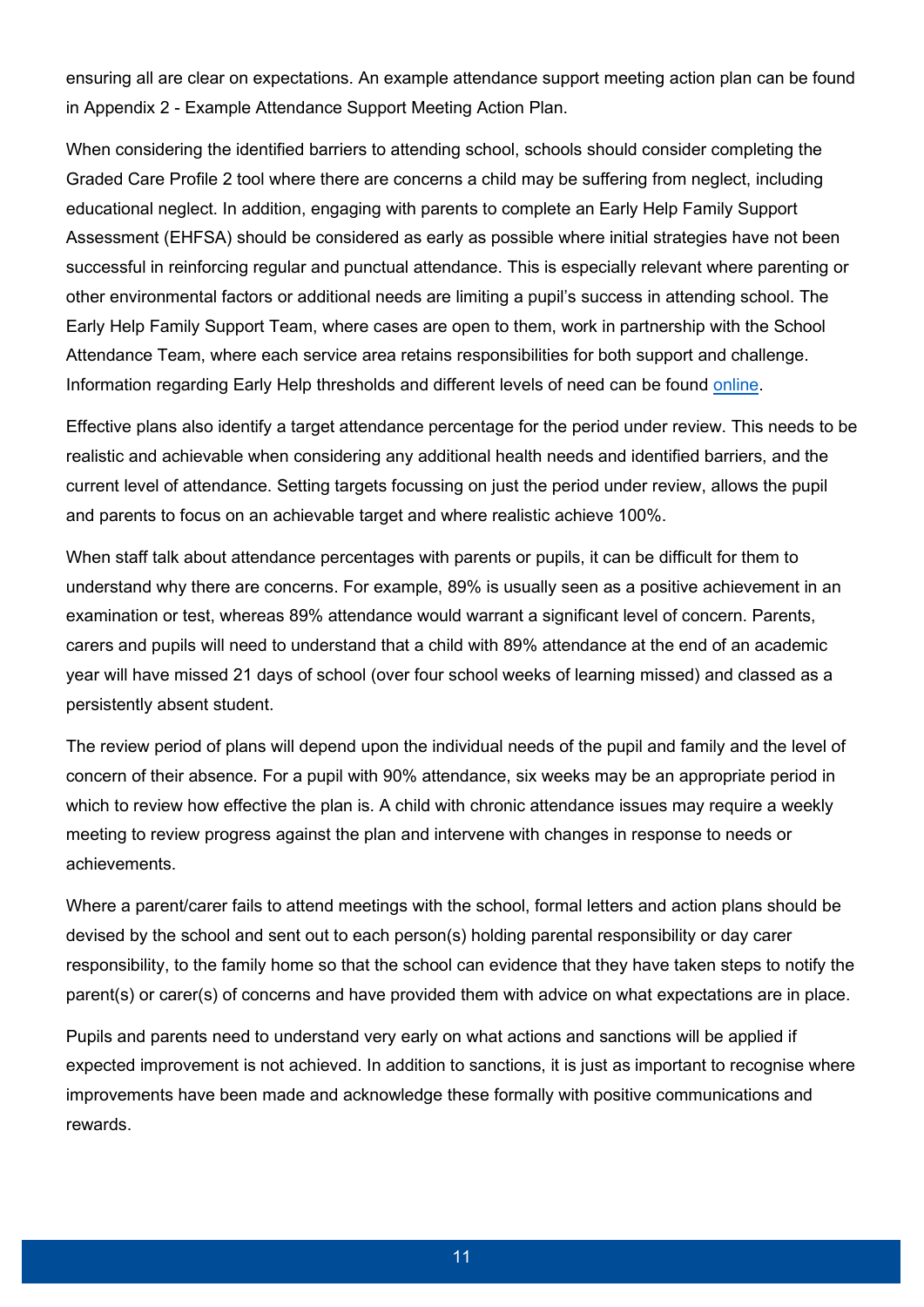ensuring all are clear on expectations. An example attendance support meeting action plan can be found in Appendix 2 - Example Attendance Support Meeting Action Plan.

When considering the identified barriers to attending school, schools should consider completing the Graded Care Profile 2 tool where there are concerns a child may be suffering from neglect, including educational neglect. In addition, engaging with parents to complete an Early Help Family Support Assessment (EHFSA) should be considered as early as possible where initial strategies have not been successful in reinforcing regular and punctual attendance. This is especially relevant where parenting or other environmental factors or additional needs are limiting a pupil's success in attending school. The Early Help Family Support Team, where cases are open to them, work in partnership with the School Attendance Team, where each service area retains responsibilities for both support and challenge. Information regarding Early Help thresholds and different levels of need can be found online.

Effective plans also identify a target attendance percentage for the period under review. This needs to be realistic and achievable when considering any additional health needs and identified barriers, and the current level of attendance. Setting targets focussing on just the period under review, allows the pupil and parents to focus on an achievable target and where realistic achieve 100%.

When staff talk about attendance percentages with parents or pupils, it can be difficult for them to understand why there are concerns. For example, 89% is usually seen as a positive achievement in an examination or test, whereas 89% attendance would warrant a significant level of concern. Parents, carers and pupils will need to understand that a child with 89% attendance at the end of an academic year will have missed 21 days of school (over four school weeks of learning missed) and classed as a persistently absent student.

The review period of plans will depend upon the individual needs of the pupil and family and the level of concern of their absence. For a pupil with 90% attendance, six weeks may be an appropriate period in which to review how effective the plan is. A child with chronic attendance issues may require a weekly meeting to review progress against the plan and intervene with changes in response to needs or achievements.

Where a parent/carer fails to attend meetings with the school, formal letters and action plans should be devised by the school and sent out to each person(s) holding parental responsibility or day carer responsibility, to the family home so that the school can evidence that they have taken steps to notify the parent(s) or carer(s) of concerns and have provided them with advice on what expectations are in place.

Pupils and parents need to understand very early on what actions and sanctions will be applied if expected improvement is not achieved. In addition to sanctions, it is just as important to recognise where improvements have been made and acknowledge these formally with positive communications and rewards.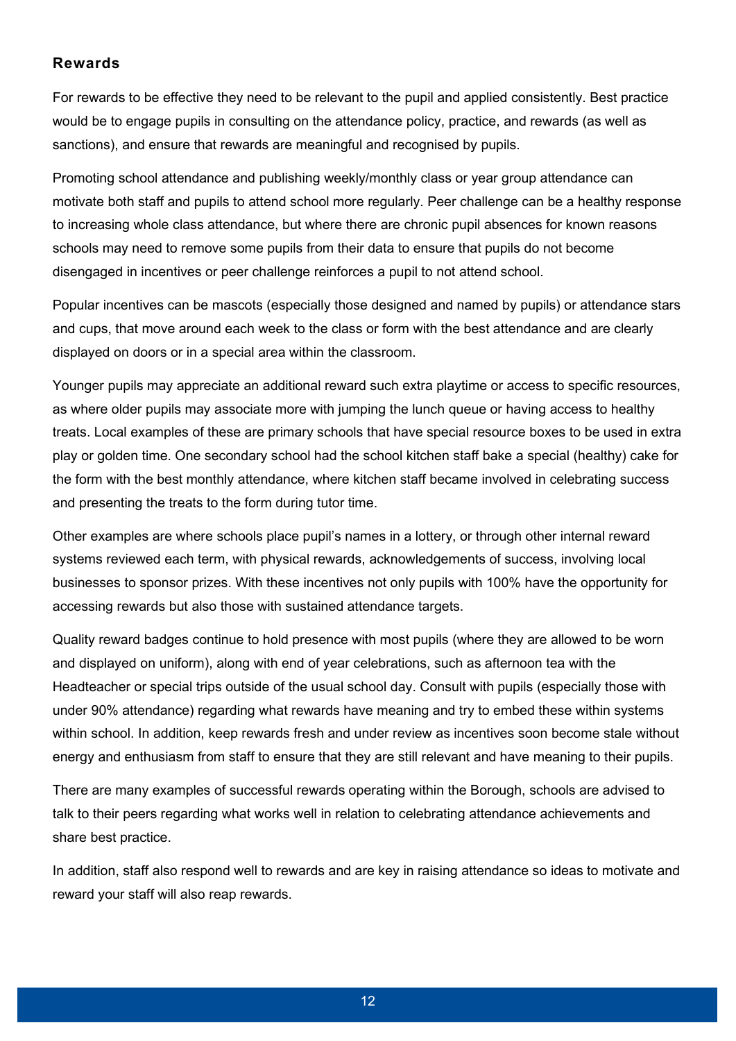### Rewards

For rewards to be effective they need to be relevant to the pupil and applied consistently. Best practice would be to engage pupils in consulting on the attendance policy, practice, and rewards (as well as sanctions), and ensure that rewards are meaningful and recognised by pupils.

Promoting school attendance and publishing weekly/monthly class or year group attendance can motivate both staff and pupils to attend school more regularly. Peer challenge can be a healthy response to increasing whole class attendance, but where there are chronic pupil absences for known reasons schools may need to remove some pupils from their data to ensure that pupils do not become disengaged in incentives or peer challenge reinforces a pupil to not attend school.

Popular incentives can be mascots (especially those designed and named by pupils) or attendance stars and cups, that move around each week to the class or form with the best attendance and are clearly displayed on doors or in a special area within the classroom.

Younger pupils may appreciate an additional reward such extra playtime or access to specific resources, as where older pupils may associate more with jumping the lunch queue or having access to healthy treats. Local examples of these are primary schools that have special resource boxes to be used in extra play or golden time. One secondary school had the school kitchen staff bake a special (healthy) cake for the form with the best monthly attendance, where kitchen staff became involved in celebrating success and presenting the treats to the form during tutor time.

Other examples are where schools place pupil's names in a lottery, or through other internal reward systems reviewed each term, with physical rewards, acknowledgements of success, involving local businesses to sponsor prizes. With these incentives not only pupils with 100% have the opportunity for accessing rewards but also those with sustained attendance targets.

Quality reward badges continue to hold presence with most pupils (where they are allowed to be worn and displayed on uniform), along with end of year celebrations, such as afternoon tea with the Headteacher or special trips outside of the usual school day. Consult with pupils (especially those with under 90% attendance) regarding what rewards have meaning and try to embed these within systems within school. In addition, keep rewards fresh and under review as incentives soon become stale without energy and enthusiasm from staff to ensure that they are still relevant and have meaning to their pupils.

There are many examples of successful rewards operating within the Borough, schools are advised to talk to their peers regarding what works well in relation to celebrating attendance achievements and share best practice.

In addition, staff also respond well to rewards and are key in raising attendance so ideas to motivate and reward your staff will also reap rewards.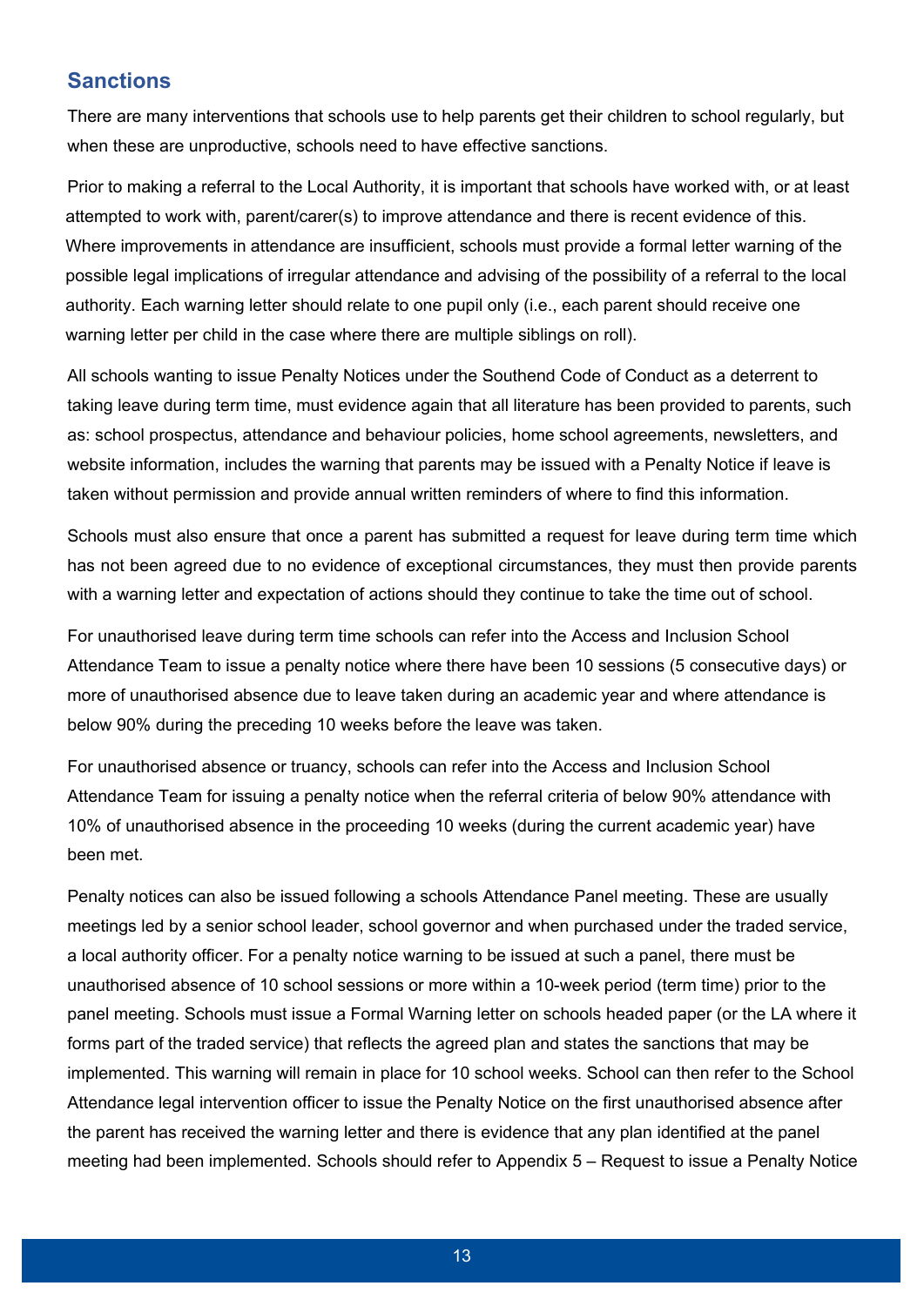## Sanctions

There are many interventions that schools use to help parents get their children to school regularly, but when these are unproductive, schools need to have effective sanctions.

Prior to making a referral to the Local Authority, it is important that schools have worked with, or at least attempted to work with, parent/carer(s) to improve attendance and there is recent evidence of this. Where improvements in attendance are insufficient, schools must provide a formal letter warning of the possible legal implications of irregular attendance and advising of the possibility of a referral to the local authority. Each warning letter should relate to one pupil only (i.e., each parent should receive one warning letter per child in the case where there are multiple siblings on roll).

All schools wanting to issue Penalty Notices under the Southend Code of Conduct as a deterrent to taking leave during term time, must evidence again that all literature has been provided to parents, such as: school prospectus, attendance and behaviour policies, home school agreements, newsletters, and website information, includes the warning that parents may be issued with a Penalty Notice if leave is taken without permission and provide annual written reminders of where to find this information.

Schools must also ensure that once a parent has submitted a request for leave during term time which has not been agreed due to no evidence of exceptional circumstances, they must then provide parents with a warning letter and expectation of actions should they continue to take the time out of school.

For unauthorised leave during term time schools can refer into the Access and Inclusion School Attendance Team to issue a penalty notice where there have been 10 sessions (5 consecutive days) or more of unauthorised absence due to leave taken during an academic year and where attendance is below 90% during the preceding 10 weeks before the leave was taken.

For unauthorised absence or truancy, schools can refer into the Access and Inclusion School Attendance Team for issuing a penalty notice when the referral criteria of below 90% attendance with 10% of unauthorised absence in the proceeding 10 weeks (during the current academic year) have been met.

Penalty notices can also be issued following a schools Attendance Panel meeting. These are usually meetings led by a senior school leader, school governor and when purchased under the traded service, a local authority officer. For a penalty notice warning to be issued at such a panel, there must be unauthorised absence of 10 school sessions or more within a 10-week period (term time) prior to the panel meeting. Schools must issue a Formal Warning letter on schools headed paper (or the LA where it forms part of the traded service) that reflects the agreed plan and states the sanctions that may be implemented. This warning will remain in place for 10 school weeks. School can then refer to the School Attendance legal intervention officer to issue the Penalty Notice on the first unauthorised absence after the parent has received the warning letter and there is evidence that any plan identified at the panel meeting had been implemented. Schools should refer to Appendix 5 – Request to issue a Penalty Notice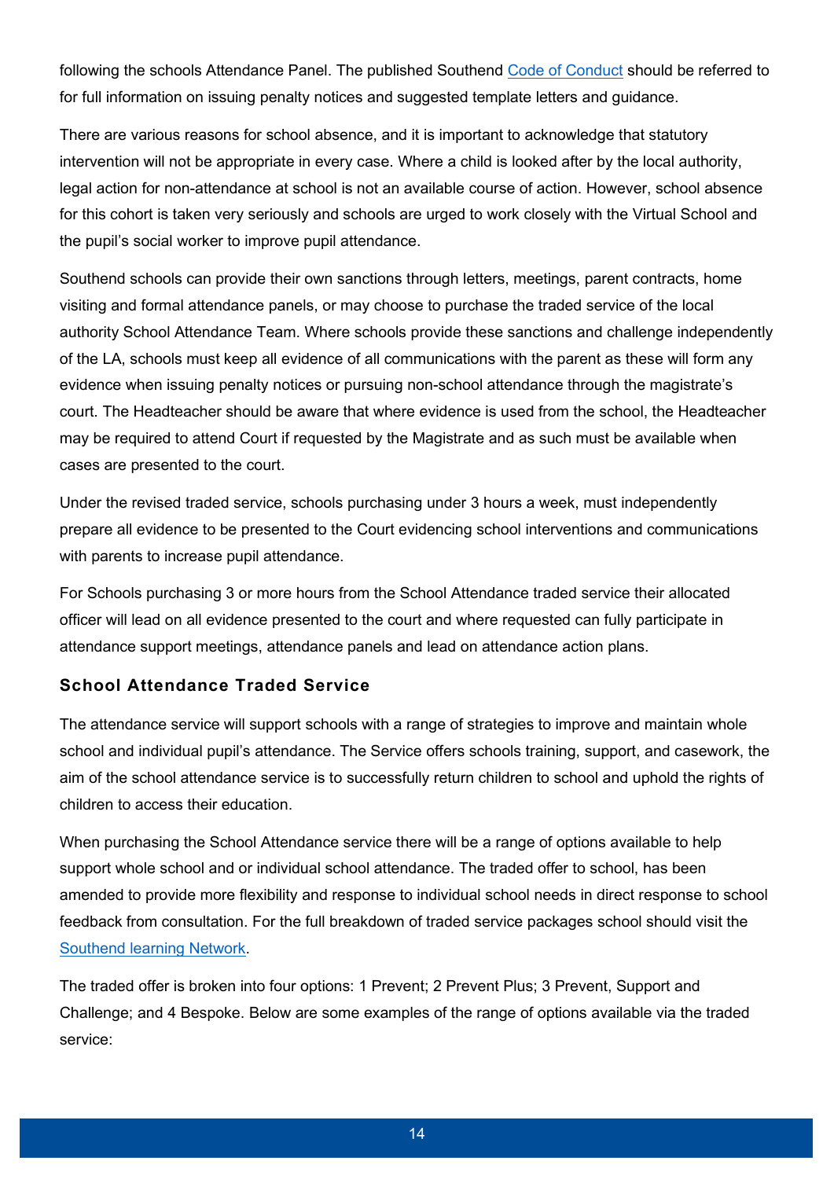following the schools Attendance Panel. The published Southend Code of Conduct should be referred to for full information on issuing penalty notices and suggested template letters and guidance.

There are various reasons for school absence, and it is important to acknowledge that statutory intervention will not be appropriate in every case. Where a child is looked after by the local authority, legal action for non-attendance at school is not an available course of action. However, school absence for this cohort is taken very seriously and schools are urged to work closely with the Virtual School and the pupil's social worker to improve pupil attendance.

Southend schools can provide their own sanctions through letters, meetings, parent contracts, home visiting and formal attendance panels, or may choose to purchase the traded service of the local authority School Attendance Team. Where schools provide these sanctions and challenge independently of the LA, schools must keep all evidence of all communications with the parent as these will form any evidence when issuing penalty notices or pursuing non-school attendance through the magistrate's court. The Headteacher should be aware that where evidence is used from the school, the Headteacher may be required to attend Court if requested by the Magistrate and as such must be available when cases are presented to the court.

Under the revised traded service, schools purchasing under 3 hours a week, must independently prepare all evidence to be presented to the Court evidencing school interventions and communications with parents to increase pupil attendance.

For Schools purchasing 3 or more hours from the School Attendance traded service their allocated officer will lead on all evidence presented to the court and where requested can fully participate in attendance support meetings, attendance panels and lead on attendance action plans.

### School Attendance Traded Service

The attendance service will support schools with a range of strategies to improve and maintain whole school and individual pupil's attendance. The Service offers schools training, support, and casework, the aim of the school attendance service is to successfully return children to school and uphold the rights of children to access their education.

When purchasing the School Attendance service there will be a range of options available to help support whole school and or individual school attendance. The traded offer to school, has been amended to provide more flexibility and response to individual school needs in direct response to school feedback from consultation. For the full breakdown of traded service packages school should visit the Southend learning Network.

The traded offer is broken into four options: 1 Prevent; 2 Prevent Plus; 3 Prevent, Support and Challenge; and 4 Bespoke. Below are some examples of the range of options available via the traded service: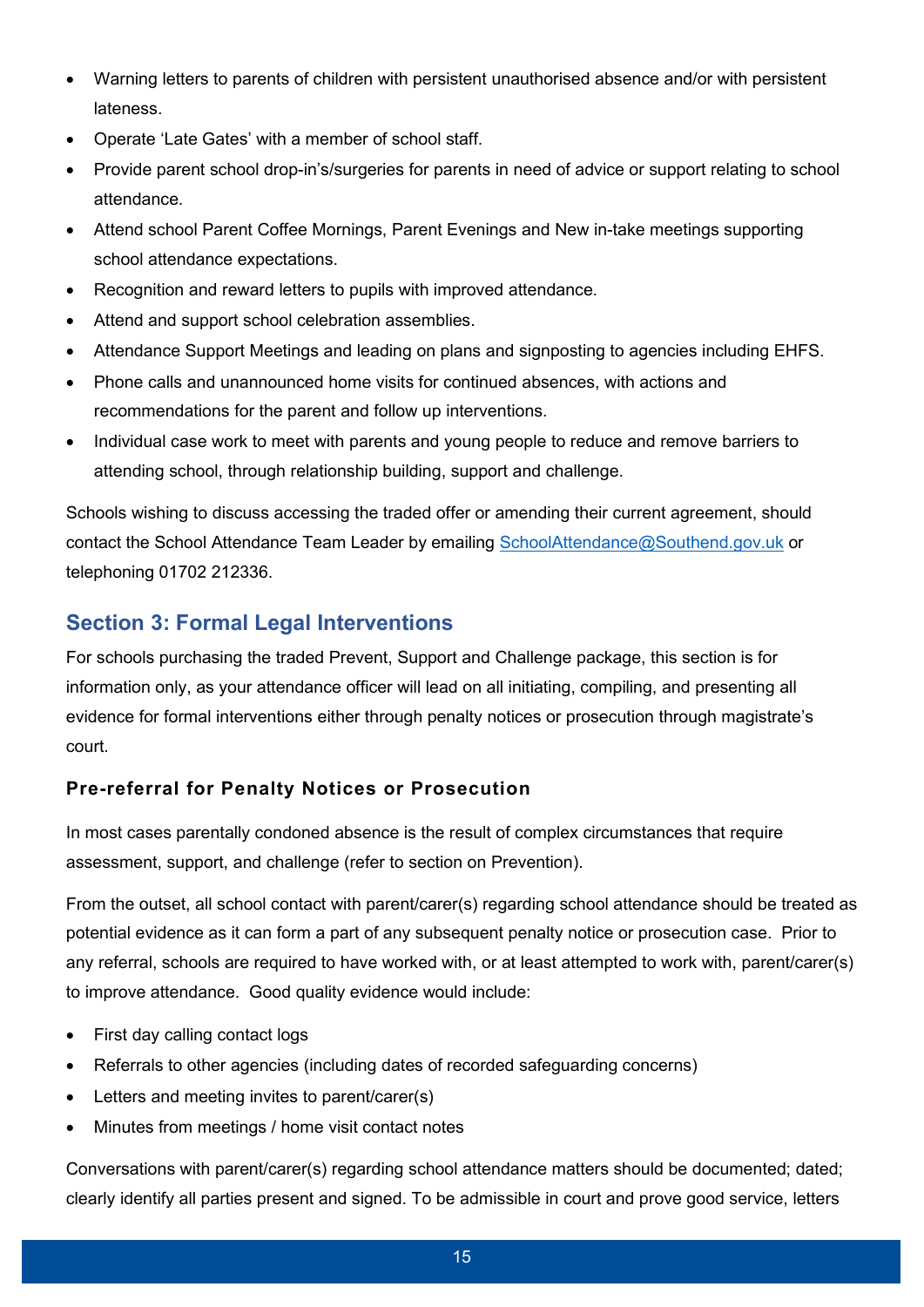- Warning letters to parents of children with persistent unauthorised absence and/or with persistent lateness.
- Operate 'Late Gates' with a member of school staff.
- Provide parent school drop-in's/surgeries for parents in need of advice or support relating to school attendance.
- Attend school Parent Coffee Mornings, Parent Evenings and New in-take meetings supporting school attendance expectations.
- Recognition and reward letters to pupils with improved attendance.
- Attend and support school celebration assemblies.
- Attendance Support Meetings and leading on plans and signposting to agencies including EHFS.
- Phone calls and unannounced home visits for continued absences, with actions and recommendations for the parent and follow up interventions.
- Individual case work to meet with parents and young people to reduce and remove barriers to attending school, through relationship building, support and challenge.

Schools wishing to discuss accessing the traded offer or amending their current agreement, should contact the School Attendance Team Leader by emailing SchoolAttendance@Southend.gov.uk or telephoning 01702 212336.

## Section 3: Formal Legal Interventions

For schools purchasing the traded Prevent, Support and Challenge package, this section is for information only, as your attendance officer will lead on all initiating, compiling, and presenting all evidence for formal interventions either through penalty notices or prosecution through magistrate's court.

### Pre-referral for Penalty Notices or Prosecution

In most cases parentally condoned absence is the result of complex circumstances that require assessment, support, and challenge (refer to section on Prevention).

From the outset, all school contact with parent/carer(s) regarding school attendance should be treated as potential evidence as it can form a part of any subsequent penalty notice or prosecution case. Prior to any referral, schools are required to have worked with, or at least attempted to work with, parent/carer(s) to improve attendance. Good quality evidence would include:

- First day calling contact logs
- Referrals to other agencies (including dates of recorded safeguarding concerns)
- Letters and meeting invites to parent/carer(s)
- Minutes from meetings / home visit contact notes

Conversations with parent/carer(s) regarding school attendance matters should be documented; dated; clearly identify all parties present and signed. To be admissible in court and prove good service, letters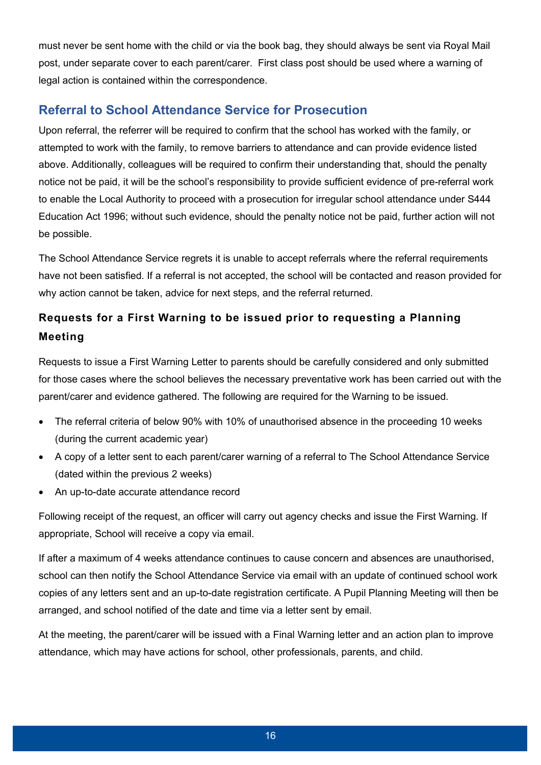must never be sent home with the child or via the book bag, they should always be sent via Royal Mail post, under separate cover to each parent/carer. First class post should be used where a warning of legal action is contained within the correspondence.

## Referral to School Attendance Service for Prosecution

Upon referral, the referrer will be required to confirm that the school has worked with the family, or attempted to work with the family, to remove barriers to attendance and can provide evidence listed above. Additionally, colleagues will be required to confirm their understanding that, should the penalty notice not be paid, it will be the school's responsibility to provide sufficient evidence of pre-referral work to enable the Local Authority to proceed with a prosecution for irregular school attendance under S444 Education Act 1996; without such evidence, should the penalty notice not be paid, further action will not be possible.

The School Attendance Service regrets it is unable to accept referrals where the referral requirements have not been satisfied. If a referral is not accepted, the school will be contacted and reason provided for why action cannot be taken, advice for next steps, and the referral returned.

### Requests for a First Warning to be issued prior to requesting a Planning Meeting

Requests to issue a First Warning Letter to parents should be carefully considered and only submitted for those cases where the school believes the necessary preventative work has been carried out with the parent/carer and evidence gathered. The following are required for the Warning to be issued.

- The referral criteria of below 90% with 10% of unauthorised absence in the proceeding 10 weeks (during the current academic year)
- A copy of a letter sent to each parent/carer warning of a referral to The School Attendance Service (dated within the previous 2 weeks)
- An up-to-date accurate attendance record

Following receipt of the request, an officer will carry out agency checks and issue the First Warning. If appropriate, School will receive a copy via email.

If after a maximum of 4 weeks attendance continues to cause concern and absences are unauthorised, school can then notify the School Attendance Service via email with an update of continued school work copies of any letters sent and an up-to-date registration certificate. A Pupil Planning Meeting will then be arranged, and school notified of the date and time via a letter sent by email.

At the meeting, the parent/carer will be issued with a Final Warning letter and an action plan to improve attendance, which may have actions for school, other professionals, parents, and child.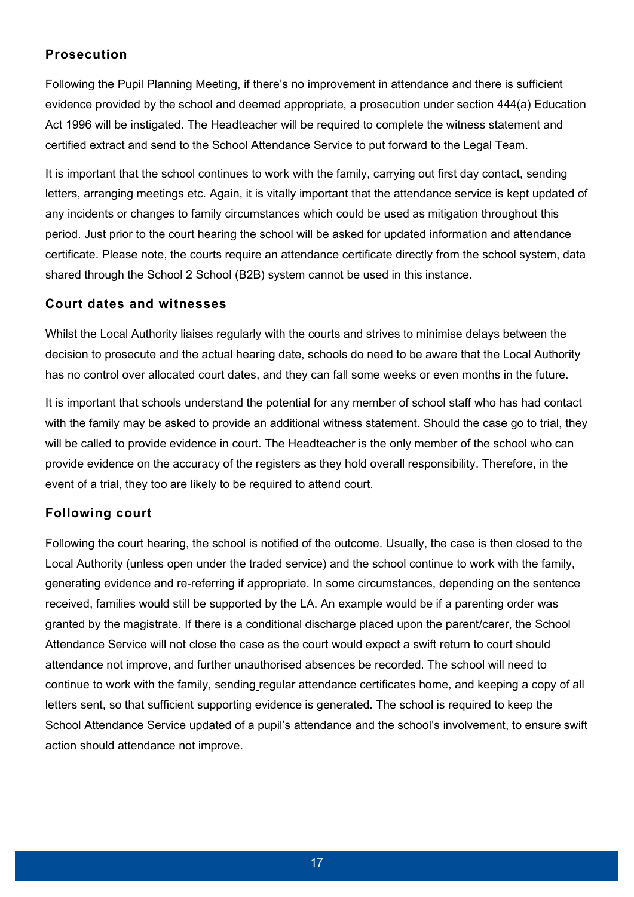### Prosecution

Following the Pupil Planning Meeting, if there's no improvement in attendance and there is sufficient evidence provided by the school and deemed appropriate, a prosecution under section 444(a) Education Act 1996 will be instigated. The Headteacher will be required to complete the witness statement and certified extract and send to the School Attendance Service to put forward to the Legal Team.

It is important that the school continues to work with the family, carrying out first day contact, sending letters, arranging meetings etc. Again, it is vitally important that the attendance service is kept updated of any incidents or changes to family circumstances which could be used as mitigation throughout this period. Just prior to the court hearing the school will be asked for updated information and attendance certificate. Please note, the courts require an attendance certificate directly from the school system, data shared through the School 2 School (B2B) system cannot be used in this instance.

### Court dates and witnesses

Whilst the Local Authority liaises regularly with the courts and strives to minimise delays between the decision to prosecute and the actual hearing date, schools do need to be aware that the Local Authority has no control over allocated court dates, and they can fall some weeks or even months in the future.

It is important that schools understand the potential for any member of school staff who has had contact with the family may be asked to provide an additional witness statement. Should the case go to trial, they will be called to provide evidence in court. The Headteacher is the only member of the school who can provide evidence on the accuracy of the registers as they hold overall responsibility. Therefore, in the event of a trial, they too are likely to be required to attend court.

### Following court

Following the court hearing, the school is notified of the outcome. Usually, the case is then closed to the Local Authority (unless open under the traded service) and the school continue to work with the family, generating evidence and re-referring if appropriate. In some circumstances, depending on the sentence received, families would still be supported by the LA. An example would be if a parenting order was granted by the magistrate. If there is a conditional discharge placed upon the parent/carer, the School Attendance Service will not close the case as the court would expect a swift return to court should attendance not improve, and further unauthorised absences be recorded. The school will need to continue to work with the family, sending regular attendance certificates home, and keeping a copy of all letters sent, so that sufficient supporting evidence is generated. The school is required to keep the School Attendance Service updated of a pupil's attendance and the school's involvement, to ensure swift action should attendance not improve.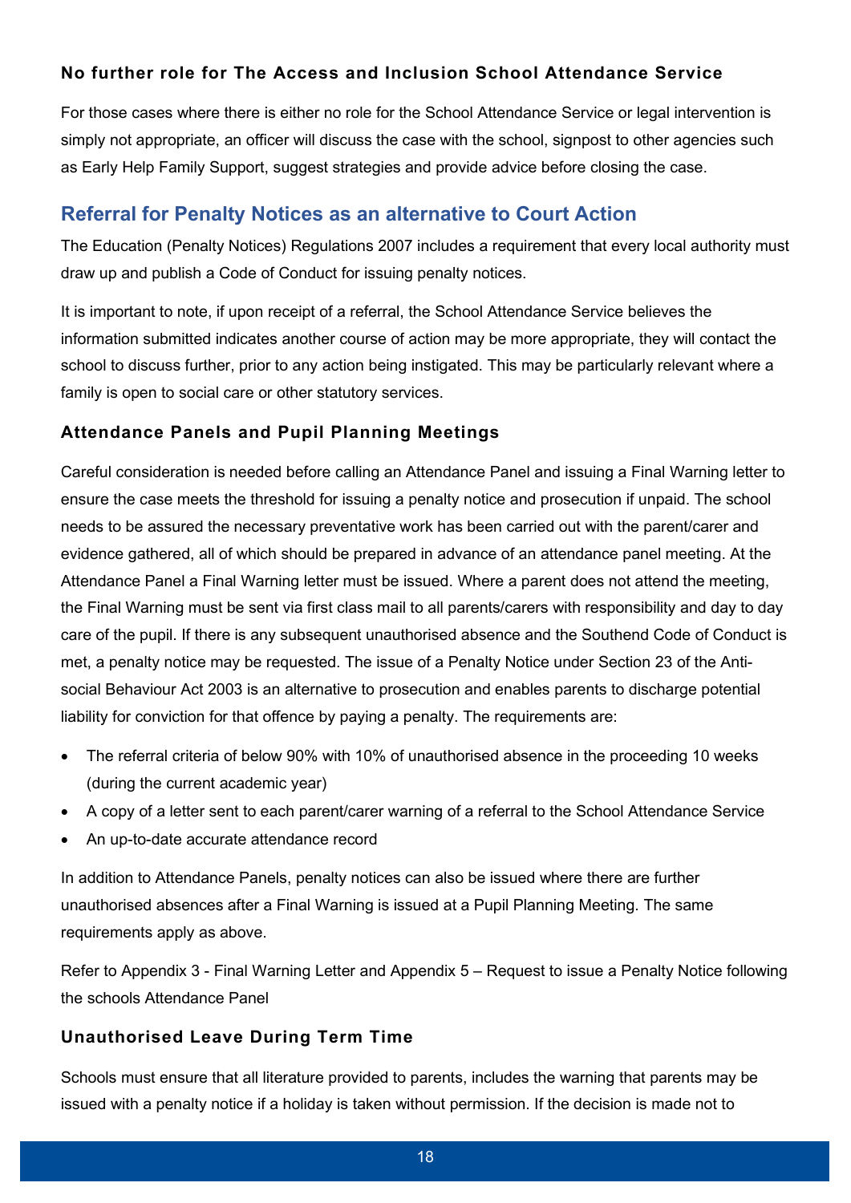### No further role for The Access and Inclusion School Attendance Service

For those cases where there is either no role for the School Attendance Service or legal intervention is simply not appropriate, an officer will discuss the case with the school, signpost to other agencies such as Early Help Family Support, suggest strategies and provide advice before closing the case.

## Referral for Penalty Notices as an alternative to Court Action

The Education (Penalty Notices) Regulations 2007 includes a requirement that every local authority must draw up and publish a Code of Conduct for issuing penalty notices.

It is important to note, if upon receipt of a referral, the School Attendance Service believes the information submitted indicates another course of action may be more appropriate, they will contact the school to discuss further, prior to any action being instigated. This may be particularly relevant where a family is open to social care or other statutory services.

### Attendance Panels and Pupil Planning Meetings

Careful consideration is needed before calling an Attendance Panel and issuing a Final Warning letter to ensure the case meets the threshold for issuing a penalty notice and prosecution if unpaid. The school needs to be assured the necessary preventative work has been carried out with the parent/carer and evidence gathered, all of which should be prepared in advance of an attendance panel meeting. At the Attendance Panel a Final Warning letter must be issued. Where a parent does not attend the meeting, the Final Warning must be sent via first class mail to all parents/carers with responsibility and day to day care of the pupil. If there is any subsequent unauthorised absence and the Southend Code of Conduct is met, a penalty notice may be requested. The issue of a Penalty Notice under Section 23 of the Anti-social Behaviour Act 2003 is an alternative to prosecution and enables parents to discharge potential liability for conviction for that offence by paying a penalty. The requirements are:

- The referral criteria of below 90% with 10% of unauthorised absence in the proceeding 10 weeks (during the current academic year)
- A copy of a letter sent to each parent/carer warning of a referral to the School Attendance Service
- An up-to-date accurate attendance record

In addition to Attendance Panels, penalty notices can also be issued where there are further unauthorised absences after a Final Warning is issued at a Pupil Planning Meeting. The same requirements apply as above.

Refer to Appendix 3 - Final Warning Letter and Appendix 5 – Request to issue a Penalty Notice following the schools Attendance Panel

### Unauthorised Leave During Term Time

Schools must ensure that all literature provided to parents, includes the warning that parents may be issued with a penalty notice if a holiday is taken without permission. If the decision is made not to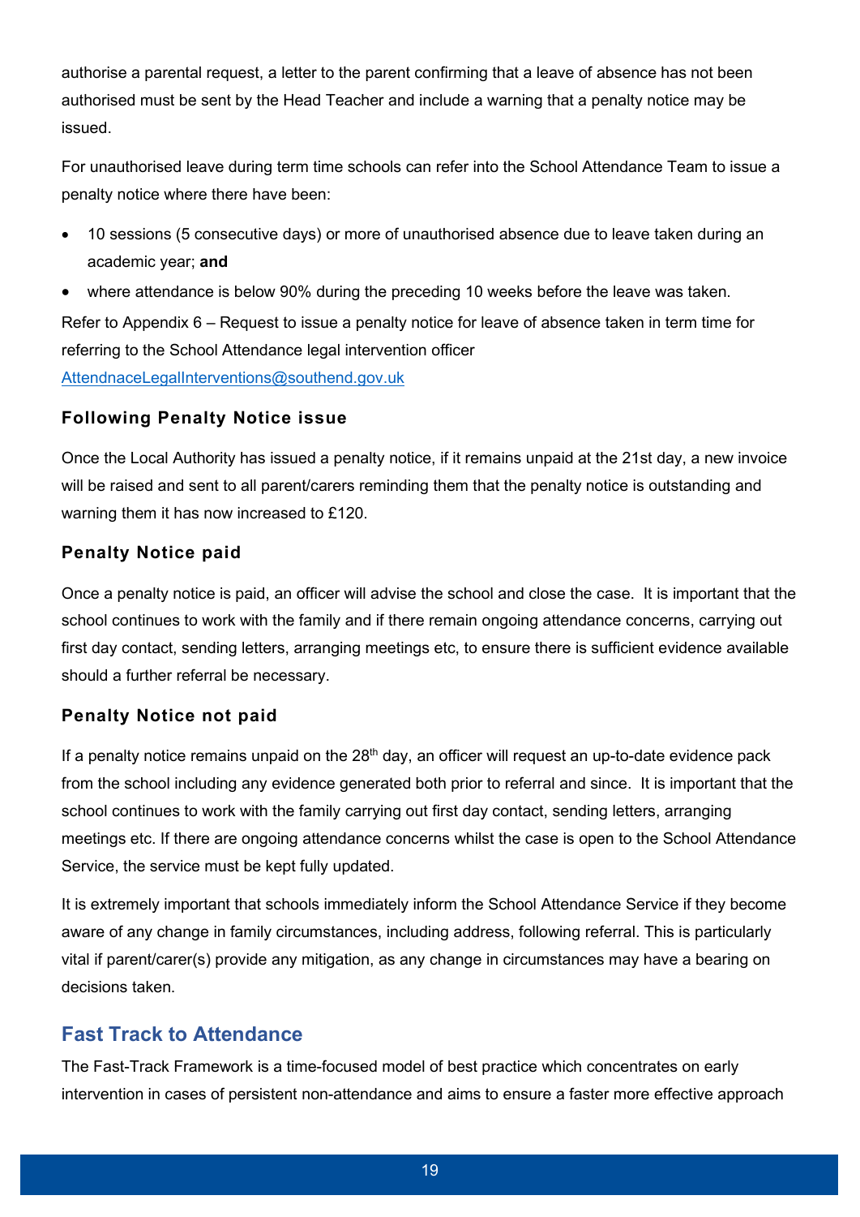authorise a parental request, a letter to the parent confirming that a leave of absence has not been authorised must be sent by the Head Teacher and include a warning that a penalty notice may be issued.

For unauthorised leave during term time schools can refer into the School Attendance Team to issue a penalty notice where there have been:

- 10 sessions (5 consecutive days) or more of unauthorised absence due to leave taken during an academic year; **and**
- where attendance is below 90% during the preceding 10 weeks before the leave was taken.

Refer to Appendix 6 – Request to issue a penalty notice for leave of absence taken in term time for referring to the School Attendance legal intervention officer AttendnaceLegalInterventions@southend.gov.uk

### Following Penalty Notice issue

Once the Local Authority has issued a penalty notice, if it remains unpaid at the 21st day, a new invoice will be raised and sent to all parent/carers reminding them that the penalty notice is outstanding and warning them it has now increased to £120.

### Penalty Notice paid

Once a penalty notice is paid, an officer will advise the school and close the case. It is important that the school continues to work with the family and if there remain ongoing attendance concerns, carrying out first day contact, sending letters, arranging meetings etc, to ensure there is sufficient evidence available should a further referral be necessary.

### Penalty Notice not paid

If a penalty notice remains unpaid on the 28th day, an officer will request an up-to-date evidence pack from the school including any evidence generated both prior to referral and since. It is important that the school continues to work with the family carrying out first day contact, sending letters, arranging meetings etc. If there are ongoing attendance concerns whilst the case is open to the School Attendance Service, the service must be kept fully updated.

It is extremely important that schools immediately inform the School Attendance Service if they become aware of any change in family circumstances, including address, following referral. This is particularly vital if parent/carer(s) provide any mitigation, as any change in circumstances may have a bearing on decisions taken.

## Fast Track to Attendance

The Fast-Track Framework is a time-focused model of best practice which concentrates on early intervention in cases of persistent non-attendance and aims to ensure a faster more effective approach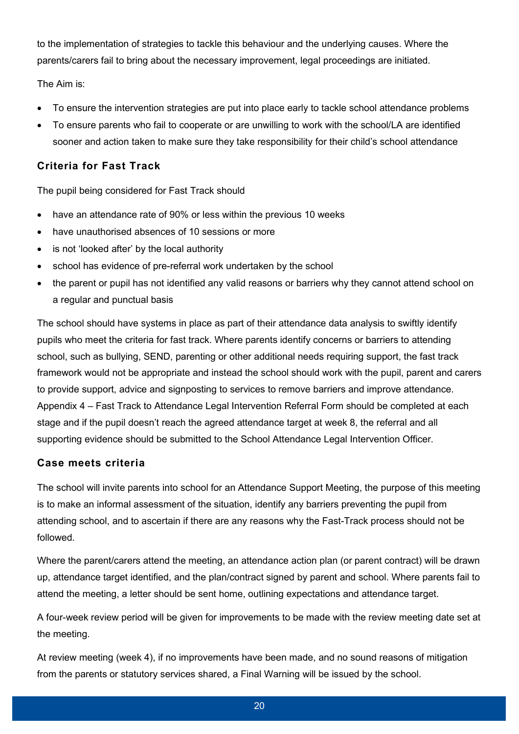to the implementation of strategies to tackle this behaviour and the underlying causes. Where the parents/carers fail to bring about the necessary improvement, legal proceedings are initiated.

The Aim is:

- To ensure the intervention strategies are put into place early to tackle school attendance problems
- To ensure parents who fail to cooperate or are unwilling to work with the school/LA are identified sooner and action taken to make sure they take responsibility for their child's school attendance

### Criteria for Fast Track

The pupil being considered for Fast Track should

- have an attendance rate of 90% or less within the previous 10 weeks
- have unauthorised absences of 10 sessions or more
- is not 'looked after' by the local authority
- school has evidence of pre-referral work undertaken by the school
- the parent or pupil has not identified any valid reasons or barriers why they cannot attend school on a regular and punctual basis

The school should have systems in place as part of their attendance data analysis to swiftly identify pupils who meet the criteria for fast track. Where parents identify concerns or barriers to attending school, such as bullying, SEND, parenting or other additional needs requiring support, the fast track framework would not be appropriate and instead the school should work with the pupil, parent and carers to provide support, advice and signposting to services to remove barriers and improve attendance. Appendix 4 – Fast Track to Attendance Legal Intervention Referral Form should be completed at each stage and if the pupil doesn't reach the agreed attendance target at week 8, the referral and all supporting evidence should be submitted to the School Attendance Legal Intervention Officer.

### Case meets criteria

The school will invite parents into school for an Attendance Support Meeting, the purpose of this meeting is to make an informal assessment of the situation, identify any barriers preventing the pupil from attending school, and to ascertain if there are any reasons why the Fast-Track process should not be followed.

Where the parent/carers attend the meeting, an attendance action plan (or parent contract) will be drawn up, attendance target identified, and the plan/contract signed by parent and school. Where parents fail to attend the meeting, a letter should be sent home, outlining expectations and attendance target.

A four-week review period will be given for improvements to be made with the review meeting date set at the meeting.

At review meeting (week 4), if no improvements have been made, and no sound reasons of mitigation from the parents or statutory services shared, a Final Warning will be issued by the school.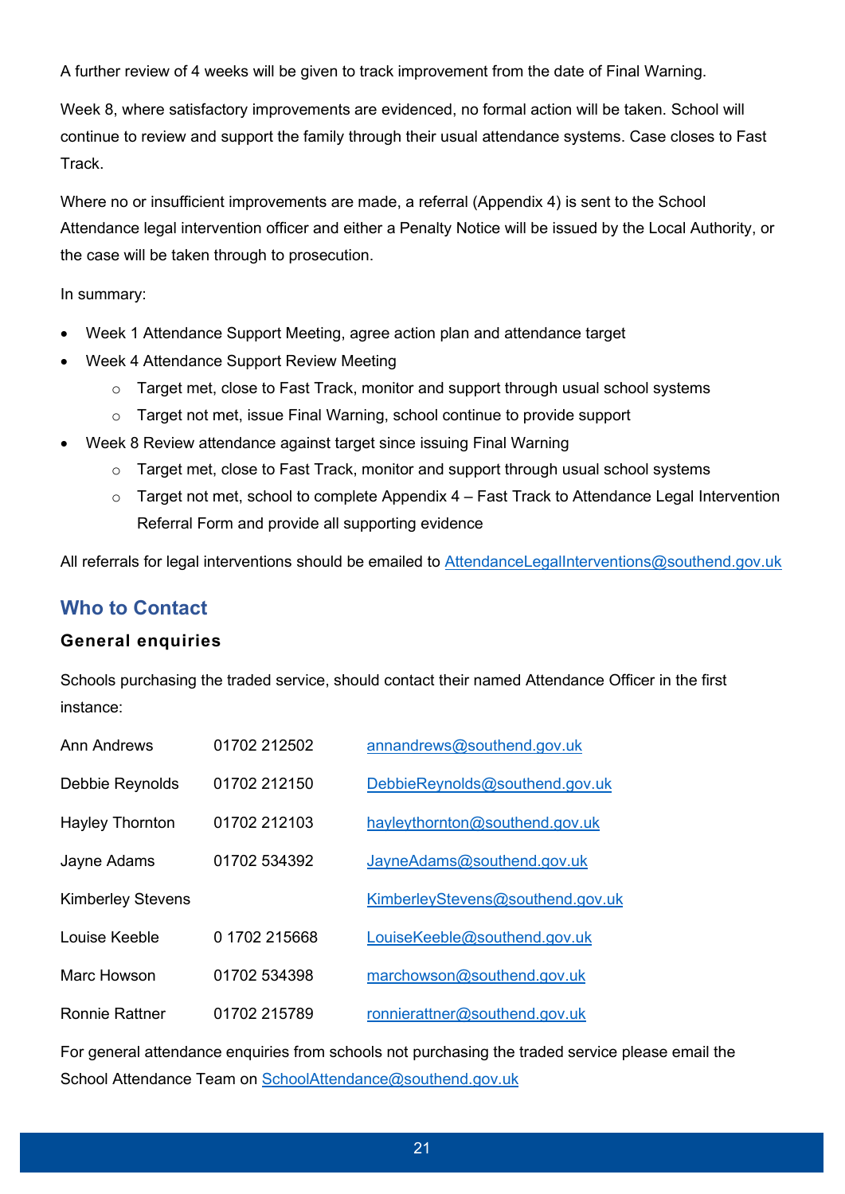A further review of 4 weeks will be given to track improvement from the date of Final Warning.

Week 8, where satisfactory improvements are evidenced, no formal action will be taken. School will continue to review and support the family through their usual attendance systems. Case closes to Fast Track.

Where no or insufficient improvements are made, a referral (Appendix 4) is sent to the School Attendance legal intervention officer and either a Penalty Notice will be issued by the Local Authority, or the case will be taken through to prosecution.

In summary:

- Week 1 Attendance Support Meeting, agree action plan and attendance target
- Week 4 Attendance Support Review Meeting
    - Target met, close to Fast Track, monitor and support through usual school systems
    - Target not met, issue Final Warning, school continue to provide support
- Week 8 Review attendance against target since issuing Final Warning
    - Target met, close to Fast Track, monitor and support through usual school systems
    - Target not met, school to complete Appendix 4 – Fast Track to Attendance Legal Intervention Referral Form and provide all supporting evidence

All referrals for legal interventions should be emailed to AttendanceLegalInterventions@southend.gov.uk

## Who to Contact

### General enquiries

Schools purchasing the traded service, should contact their named Attendance Officer in the first instance:

| | | |
|---|---|---|
| Ann Andrews | 01702 212502 | annandrews@southend.gov.uk |
| Debbie Reynolds | 01702 212150 | DebbieReynolds@southend.gov.uk |
| Hayley Thornton | 01702 212103 | hayleythornton@southend.gov.uk |
| Jayne Adams | 01702 534392 | JayneAdams@southend.gov.uk |
| Kimberley Stevens | | KimberleyStevens@southend.gov.uk |
| Louise Keeble | 0 1702 215668 | LouiseKeeble@southend.gov.uk |
| Marc Howson | 01702 534398 | marchowson@southend.gov.uk |
| Ronnie Rattner | 01702 215789 | ronnierattner@southend.gov.uk |

For general attendance enquiries from schools not purchasing the traded service please email the School Attendance Team on SchoolAttendance@southend.gov.uk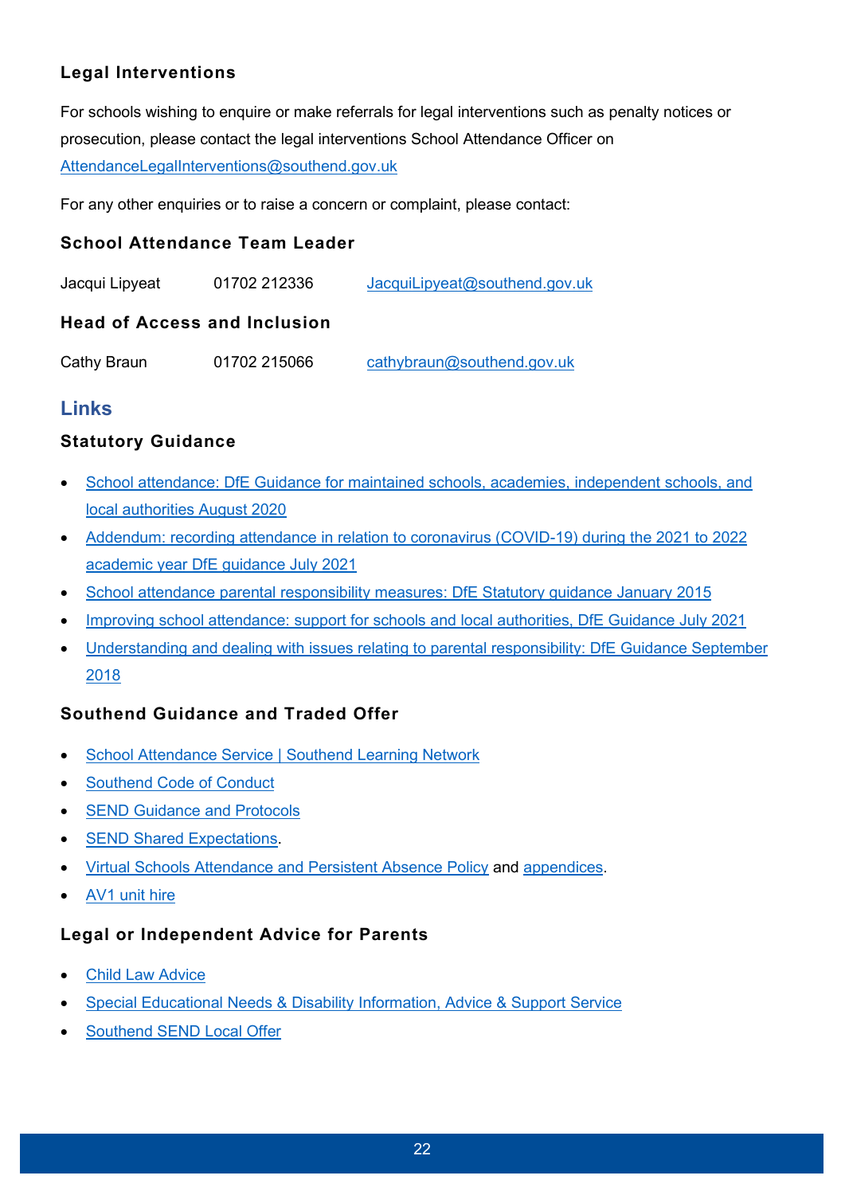### Legal Interventions

For schools wishing to enquire or make referrals for legal interventions such as penalty notices or prosecution, please contact the legal interventions School Attendance Officer on AttendanceLegalInterventions@southend.gov.uk

For any other enquiries or to raise a concern or complaint, please contact:

### School Attendance Team Leader

Jacqui Lipyeat   01702 212336   JacquiLipyeat@southend.gov.uk

### Head of Access and Inclusion

Cathy Braun   01702 215066   cathybraun@southend.gov.uk

## Links

### Statutory Guidance

- School attendance: DfE Guidance for maintained schools, academies, independent schools, and local authorities August 2020
- Addendum: recording attendance in relation to coronavirus (COVID-19) during the 2021 to 2022 academic year DfE guidance July 2021
- School attendance parental responsibility measures: DfE Statutory guidance January 2015
- Improving school attendance: support for schools and local authorities, DfE Guidance July 2021
- Understanding and dealing with issues relating to parental responsibility: DfE Guidance September 2018

### Southend Guidance and Traded Offer

- School Attendance Service | Southend Learning Network
- Southend Code of Conduct
- SEND Guidance and Protocols
- SEND Shared Expectations.
- Virtual Schools Attendance and Persistent Absence Policy and appendices.
- AV1 unit hire

### Legal or Independent Advice for Parents

- Child Law Advice
- Special Educational Needs & Disability Information, Advice & Support Service
- Southend SEND Local Offer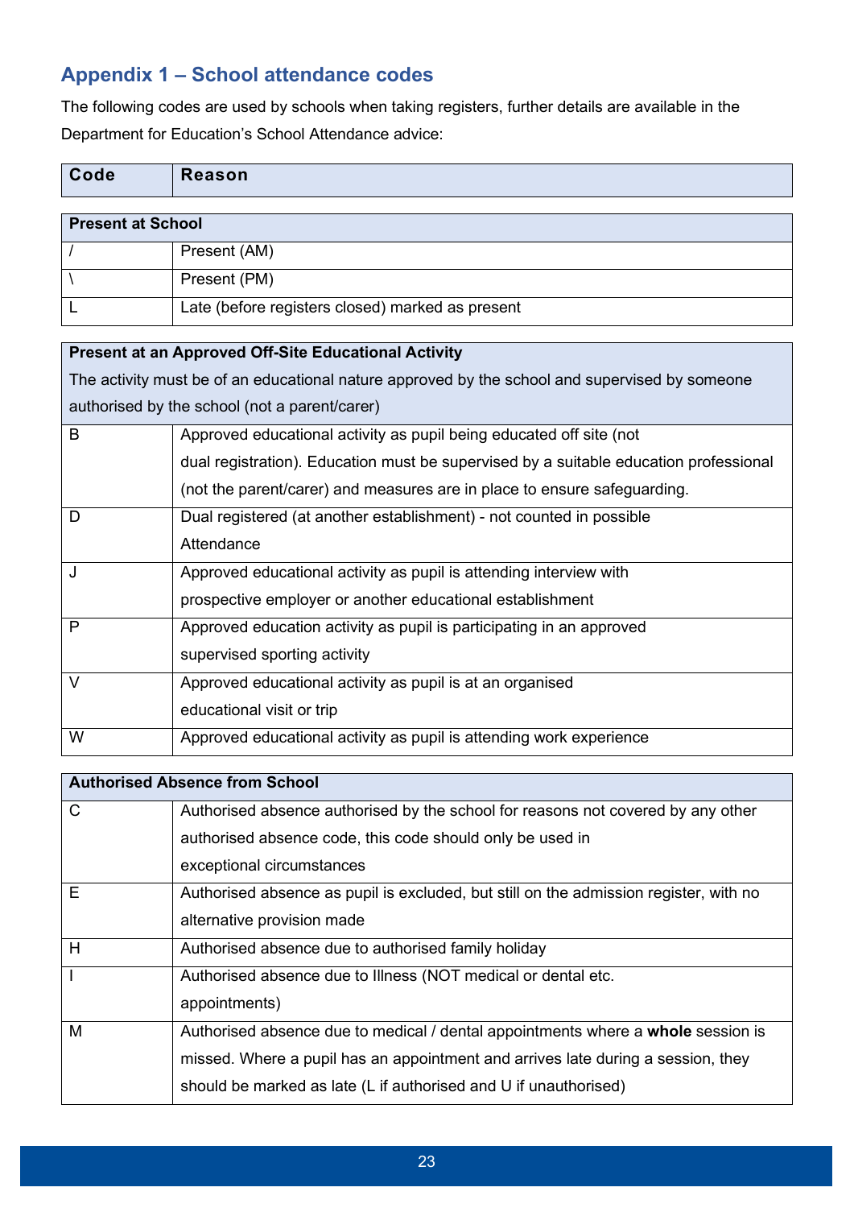## Appendix 1 – School attendance codes

The following codes are used by schools when taking registers, further details are available in the Department for Education's School Attendance advice:

| Code | Reason |
|---|---|
| **Present at School** | |
| / | Present (AM) |
| \ | Present (PM) |
| L | Late (before registers closed) marked as present |
| **Present at an Approved Off-Site Educational Activity** The activity must be of an educational nature approved by the school and supervised by someone authorised by the school (not a parent/carer) | |
| B | Approved educational activity as pupil being educated off site (not dual registration). Education must be supervised by a suitable education professional (not the parent/carer) and measures are in place to ensure safeguarding. |
| D | Dual registered (at another establishment) - not counted in possible Attendance |
| J | Approved educational activity as pupil is attending interview with prospective employer or another educational establishment |
| P | Approved education activity as pupil is participating in an approved supervised sporting activity |
| V | Approved educational activity as pupil is at an organised educational visit or trip |
| W | Approved educational activity as pupil is attending work experience |
| **Authorised Absence from School** | |
| C | Authorised absence authorised by the school for reasons not covered by any other authorised absence code, this code should only be used in exceptional circumstances |
| E | Authorised absence as pupil is excluded, but still on the admission register, with no alternative provision made |
| H | Authorised absence due to authorised family holiday |
| I | Authorised absence due to Illness (NOT medical or dental etc. appointments) |
| M | Authorised absence due to medical / dental appointments where a **whole** session is missed. Where a pupil has an appointment and arrives late during a session, they should be marked as late (L if authorised and U if unauthorised) |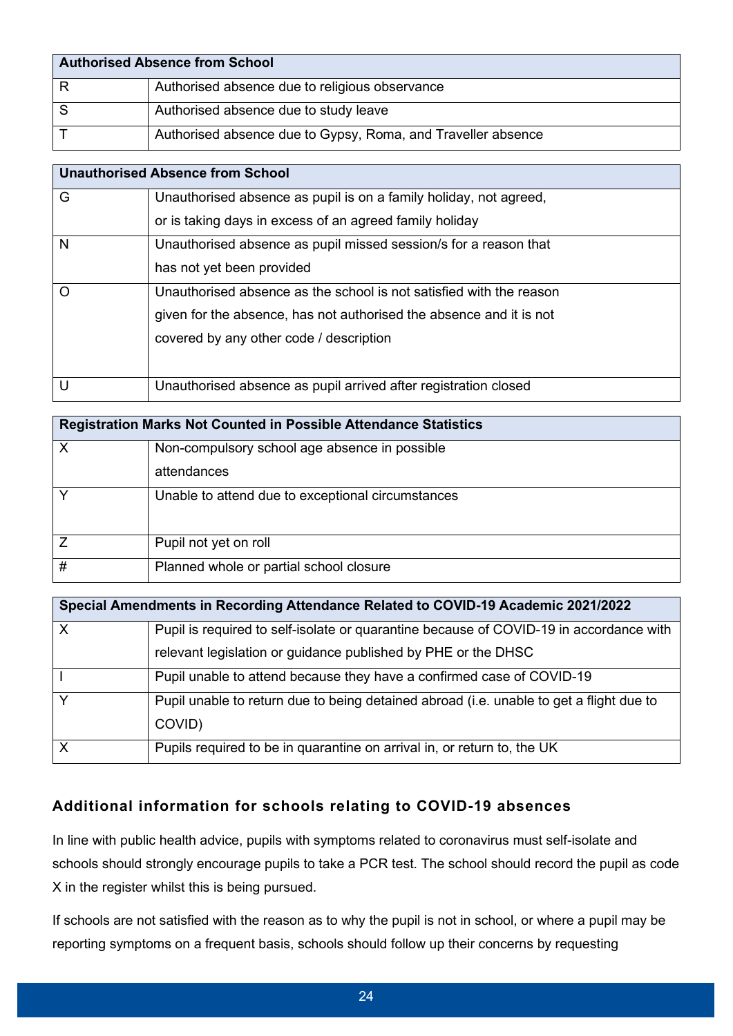| Authorised Absence from School | |
|---|---|
| R | Authorised absence due to religious observance |
| S | Authorised absence due to study leave |
| T | Authorised absence due to Gypsy, Roma, and Traveller absence |

| Unauthorised Absence from School | |
|---|---|
| G | Unauthorised absence as pupil is on a family holiday, not agreed, or is taking days in excess of an agreed family holiday |
| N | Unauthorised absence as pupil missed session/s for a reason that has not yet been provided |
| O | Unauthorised absence as the school is not satisfied with the reason given for the absence, has not authorised the absence and it is not covered by any other code / description |
| U | Unauthorised absence as pupil arrived after registration closed |

| Registration Marks Not Counted in Possible Attendance Statistics | |
|---|---|
| X | Non-compulsory school age absence in possible attendances |
| Y | Unable to attend due to exceptional circumstances |
| Z | Pupil not yet on roll |
| # | Planned whole or partial school closure |

| Special Amendments in Recording Attendance Related to COVID-19 Academic 2021/2022 | |
|---|---|
| X | Pupil is required to self-isolate or quarantine because of COVID-19 in accordance with relevant legislation or guidance published by PHE or the DHSC |
| I | Pupil unable to attend because they have a confirmed case of COVID-19 |
| Y | Pupil unable to return due to being detained abroad (i.e. unable to get a flight due to COVID) |
| X | Pupils required to be in quarantine on arrival in, or return to, the UK |

### Additional information for schools relating to COVID-19 absences

In line with public health advice, pupils with symptoms related to coronavirus must self-isolate and schools should strongly encourage pupils to take a PCR test. The school should record the pupil as code X in the register whilst this is being pursued.

If schools are not satisfied with the reason as to why the pupil is not in school, or where a pupil may be reporting symptoms on a frequent basis, schools should follow up their concerns by requesting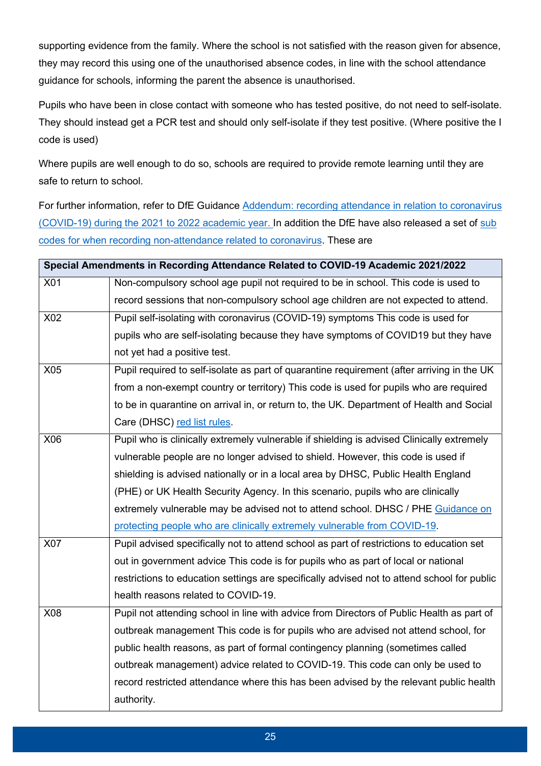supporting evidence from the family. Where the school is not satisfied with the reason given for absence, they may record this using one of the unauthorised absence codes, in line with the school attendance guidance for schools, informing the parent the absence is unauthorised.

Pupils who have been in close contact with someone who has tested positive, do not need to self-isolate. They should instead get a PCR test and should only self-isolate if they test positive. (Where positive the I code is used)

Where pupils are well enough to do so, schools are required to provide remote learning until they are safe to return to school.

For further information, refer to DfE Guidance [Addendum: recording attendance in relation to coronavirus (COVID-19) during the 2021 to 2022 academic year.](#) In addition the DfE have also released a set of [sub codes for when recording non-attendance related to coronavirus](#). These are

| Special Amendments in Recording Attendance Related to COVID-19 Academic 2021/2022 | |
|---|---|
| X01 | Non-compulsory school age pupil not required to be in school. This code is used to record sessions that non-compulsory school age children are not expected to attend. |
| X02 | Pupil self-isolating with coronavirus (COVID-19) symptoms This code is used for pupils who are self-isolating because they have symptoms of COVID19 but they have not yet had a positive test. |
| X05 | Pupil required to self-isolate as part of quarantine requirement (after arriving in the UK from a non-exempt country or territory) This code is used for pupils who are required to be in quarantine on arrival in, or return to, the UK. Department of Health and Social Care (DHSC) [red list rules](#). |
| X06 | Pupil who is clinically extremely vulnerable if shielding is advised Clinically extremely vulnerable people are no longer advised to shield. However, this code is used if shielding is advised nationally or in a local area by DHSC, Public Health England (PHE) or UK Health Security Agency. In this scenario, pupils who are clinically extremely vulnerable may be advised not to attend school. DHSC / PHE [Guidance on protecting people who are clinically extremely vulnerable from COVID-19](#). |
| X07 | Pupil advised specifically not to attend school as part of restrictions to education set out in government advice This code is for pupils who as part of local or national restrictions to education settings are specifically advised not to attend school for public health reasons related to COVID-19. |
| X08 | Pupil not attending school in line with advice from Directors of Public Health as part of outbreak management This code is for pupils who are advised not attend school, for public health reasons, as part of formal contingency planning (sometimes called outbreak management) advice related to COVID-19. This code can only be used to record restricted attendance where this has been advised by the relevant public health authority. |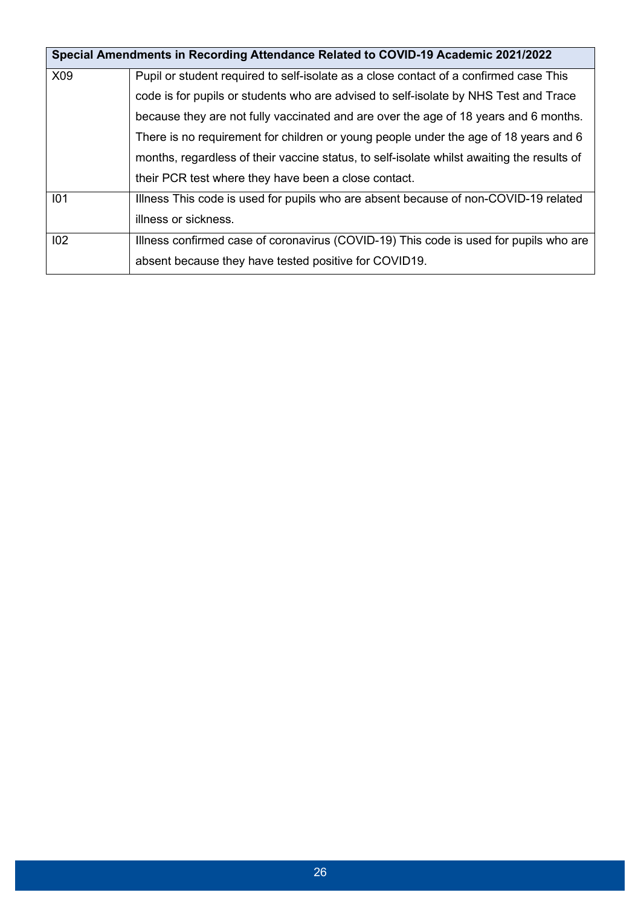| Special Amendments in Recording Attendance Related to COVID-19 Academic 2021/2022 | |
|---|---|
| X09 | Pupil or student required to self-isolate as a close contact of a confirmed case This code is for pupils or students who are advised to self-isolate by NHS Test and Trace because they are not fully vaccinated and are over the age of 18 years and 6 months. There is no requirement for children or young people under the age of 18 years and 6 months, regardless of their vaccine status, to self-isolate whilst awaiting the results of their PCR test where they have been a close contact. |
| I01 | Illness This code is used for pupils who are absent because of non-COVID-19 related illness or sickness. |
| I02 | Illness confirmed case of coronavirus (COVID-19) This code is used for pupils who are absent because they have tested positive for COVID19. |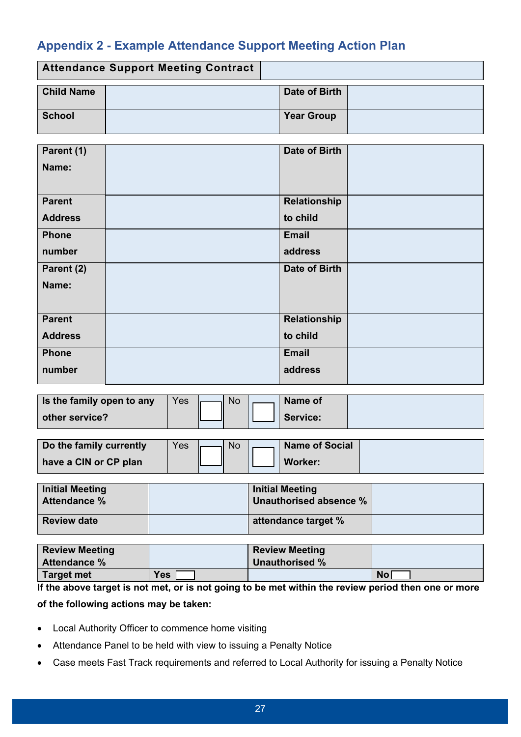## Appendix 2 - Example Attendance Support Meeting Action Plan

| Attendance Support Meeting Contract | |
|---|---|

| Child Name | | Date of Birth | |
|---|---|---|---|
| School | | Year Group | |

| Parent (1) Name: | | Date of Birth | |
|---|---|---|---|
| Parent Address | | Relationship to child | |
| Phone number | | Email address | |
| Parent (2) Name: | | Date of Birth | |
| Parent Address | | Relationship to child | |
| Phone number | | Email address | |

| Is the family open to any other service? | Yes | ☐ | No | ☐ | Name of Service: | |
|---|---|---|---|---|---|---|

| Do the family currently have a CIN or CP plan | Yes | ☐ | No | ☐ | Name of Social Worker: | |
|---|---|---|---|---|---|---|

| Initial Meeting Attendance % | | Initial Meeting Unauthorised absence % | |
|---|---|---|---|
| Review date | | attendance target % | |

| Review Meeting Attendance % | | Review Meeting Unauthorised % | |
|---|---|---|---|
| Target met | Yes ☐ | | No ☐ |

**If the above target is not met, or is not going to be met within the review period then one or more of the following actions may be taken:**

- Local Authority Officer to commence home visiting
- Attendance Panel to be held with view to issuing a Penalty Notice
- Case meets Fast Track requirements and referred to Local Authority for issuing a Penalty Notice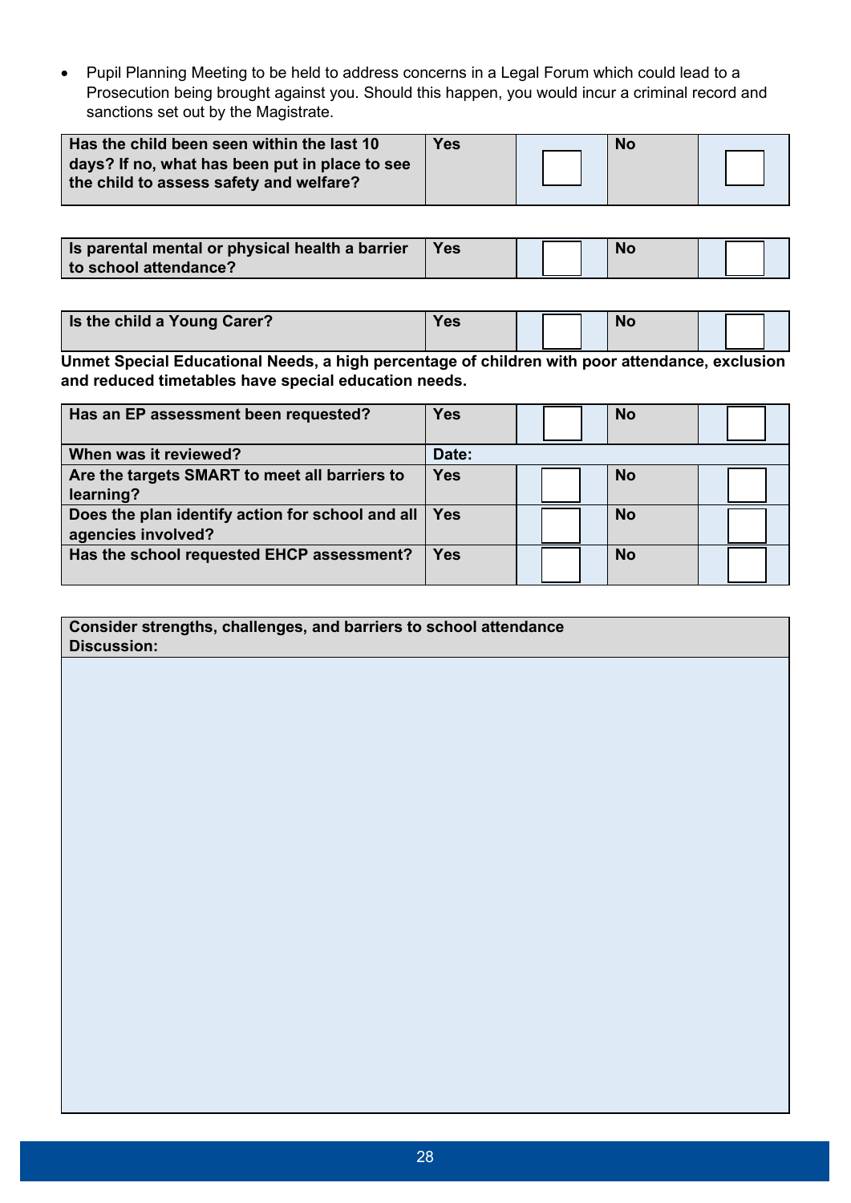- Pupil Planning Meeting to be held to address concerns in a Legal Forum which could lead to a Prosecution being brought against you. Should this happen, you would incur a criminal record and sanctions set out by the Magistrate.

| **Has the child been seen within the last 10 days? If no, what has been put in place to see the child to assess safety and welfare?** | **Yes** | ☐ | **No** | ☐ |
|---|---|---|---|---|

| **Is parental mental or physical health a barrier to school attendance?** | **Yes** | ☐ | **No** | ☐ |
|---|---|---|---|---|

| **Is the child a Young Carer?** | **Yes** | ☐ | **No** | ☐ |
|---|---|---|---|---|

**Unmet Special Educational Needs, a high percentage of children with poor attendance, exclusion and reduced timetables have special education needs.**

| **Has an EP assessment been requested?** | **Yes** | ☐ | **No** | ☐ |
|---|---|---|---|---|
| **When was it reviewed?** | **Date:** | | | |
| **Are the targets SMART to meet all barriers to learning?** | **Yes** | ☐ | **No** | ☐ |
| **Does the plan identify action for school and all agencies involved?** | **Yes** | ☐ | **No** | ☐ |
| **Has the school requested EHCP assessment?** | **Yes** | ☐ | **No** | ☐ |

| **Consider strengths, challenges, and barriers to school attendance**<br>**Discussion:** |
|---|
| |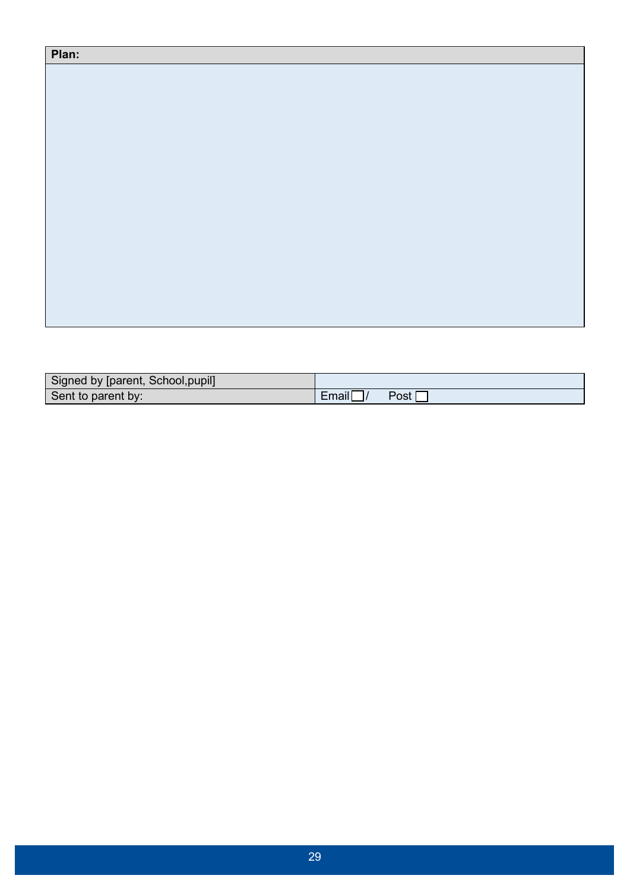| Plan: |
| --- |
| |

| Signed by [parent, School,pupil] | |
| --- | --- |
| Sent to parent by: | Email ☐ / Post ☐ |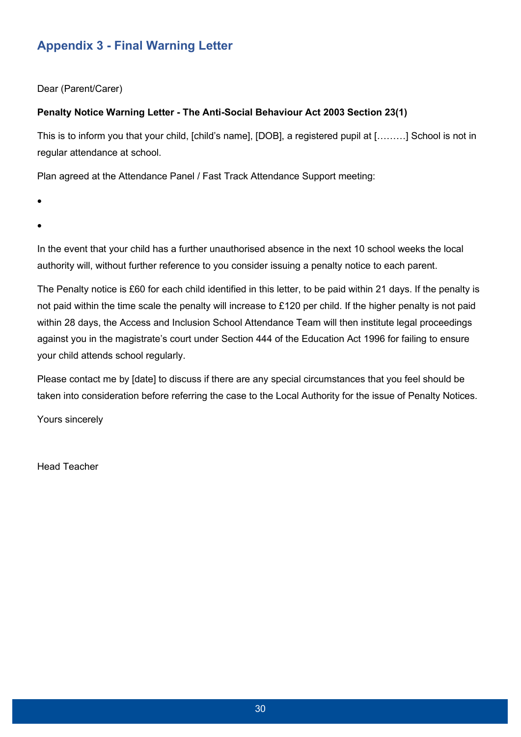## Appendix 3 - Final Warning Letter

Dear (Parent/Carer)

**Penalty Notice Warning Letter - The Anti-Social Behaviour Act 2003 Section 23(1)**

This is to inform you that your child, [child's name], [DOB], a registered pupil at [………] School is not in regular attendance at school.

Plan agreed at the Attendance Panel / Fast Track Attendance Support meeting:

- 
- 

In the event that your child has a further unauthorised absence in the next 10 school weeks the local authority will, without further reference to you consider issuing a penalty notice to each parent.

The Penalty notice is £60 for each child identified in this letter, to be paid within 21 days. If the penalty is not paid within the time scale the penalty will increase to £120 per child. If the higher penalty is not paid within 28 days, the Access and Inclusion School Attendance Team will then institute legal proceedings against you in the magistrate's court under Section 444 of the Education Act 1996 for failing to ensure your child attends school regularly.

Please contact me by [date] to discuss if there are any special circumstances that you feel should be taken into consideration before referring the case to the Local Authority for the issue of Penalty Notices.

Yours sincerely

Head Teacher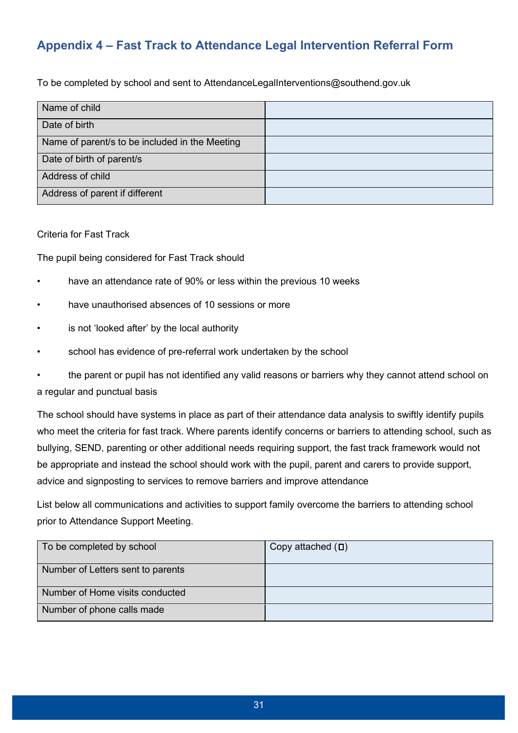## Appendix 4 – Fast Track to Attendance Legal Intervention Referral Form

To be completed by school and sent to AttendanceLegalInterventions@southend.gov.uk

| Name of child | |
|---|---|
| Date of birth | |
| Name of parent/s to be included in the Meeting | |
| Date of birth of parent/s | |
| Address of child | |
| Address of parent if different | |

Criteria for Fast Track

The pupil being considered for Fast Track should

- have an attendance rate of 90% or less within the previous 10 weeks
- have unauthorised absences of 10 sessions or more
- is not 'looked after' by the local authority
- school has evidence of pre-referral work undertaken by the school
- the parent or pupil has not identified any valid reasons or barriers why they cannot attend school on a regular and punctual basis

The school should have systems in place as part of their attendance data analysis to swiftly identify pupils who meet the criteria for fast track. Where parents identify concerns or barriers to attending school, such as bullying, SEND, parenting or other additional needs requiring support, the fast track framework would not be appropriate and instead the school should work with the pupil, parent and carers to provide support, advice and signposting to services to remove barriers and improve attendance

List below all communications and activities to support family overcome the barriers to attending school prior to Attendance Support Meeting.

| To be completed by school | Copy attached (☐) |
|---|---|
| Number of Letters sent to parents | |
| Number of Home visits conducted | |
| Number of phone calls made | |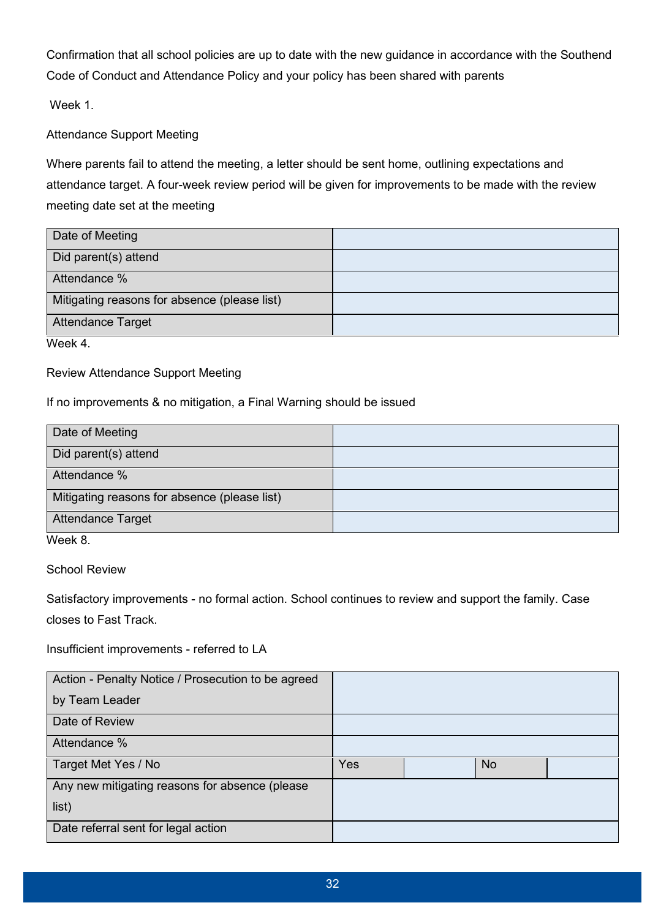Confirmation that all school policies are up to date with the new guidance in accordance with the Southend Code of Conduct and Attendance Policy and your policy has been shared with parents

Week 1.

Attendance Support Meeting

Where parents fail to attend the meeting, a letter should be sent home, outlining expectations and attendance target. A four-week review period will be given for improvements to be made with the review meeting date set at the meeting

| Date of Meeting | |
|---|---|
| Did parent(s) attend | |
| Attendance % | |
| Mitigating reasons for absence (please list) | |
| Attendance Target | |

Week 4.

Review Attendance Support Meeting

If no improvements & no mitigation, a Final Warning should be issued

| Date of Meeting | |
|---|---|
| Did parent(s) attend | |
| Attendance % | |
| Mitigating reasons for absence (please list) | |
| Attendance Target | |

Week 8.

School Review

Satisfactory improvements - no formal action. School continues to review and support the family. Case closes to Fast Track.

Insufficient improvements - referred to LA

| Action - Penalty Notice / Prosecution to be agreed by Team Leader | | | | |
|---|---|---|---|---|
| Date of Review | | | | |
| Attendance % | | | | |
| Target Met Yes / No | Yes | | No | |
| Any new mitigating reasons for absence (please list) | | | | |
| Date referral sent for legal action | | | | |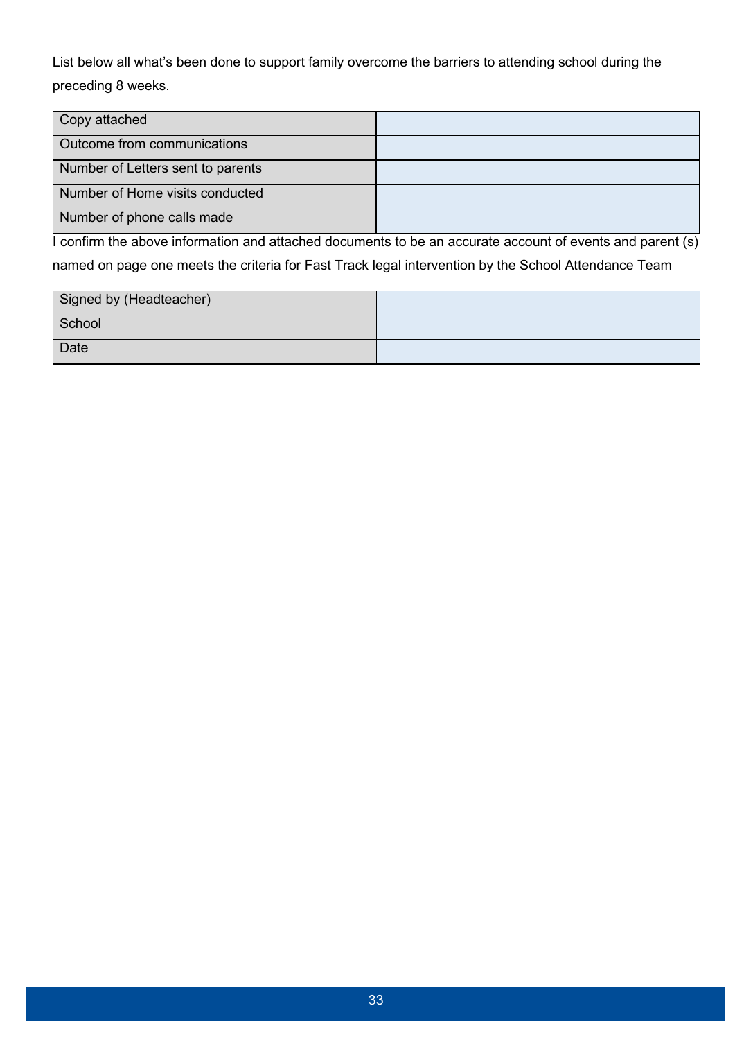List below all what's been done to support family overcome the barriers to attending school during the preceding 8 weeks.

| | |
|---|---|
| Copy attached | |
| Outcome from communications | |
| Number of Letters sent to parents | |
| Number of Home visits conducted | |
| Number of phone calls made | |

I confirm the above information and attached documents to be an accurate account of events and parent (s) named on page one meets the criteria for Fast Track legal intervention by the School Attendance Team

| | |
|---|---|
| Signed by (Headteacher) | |
| School | |
| Date | |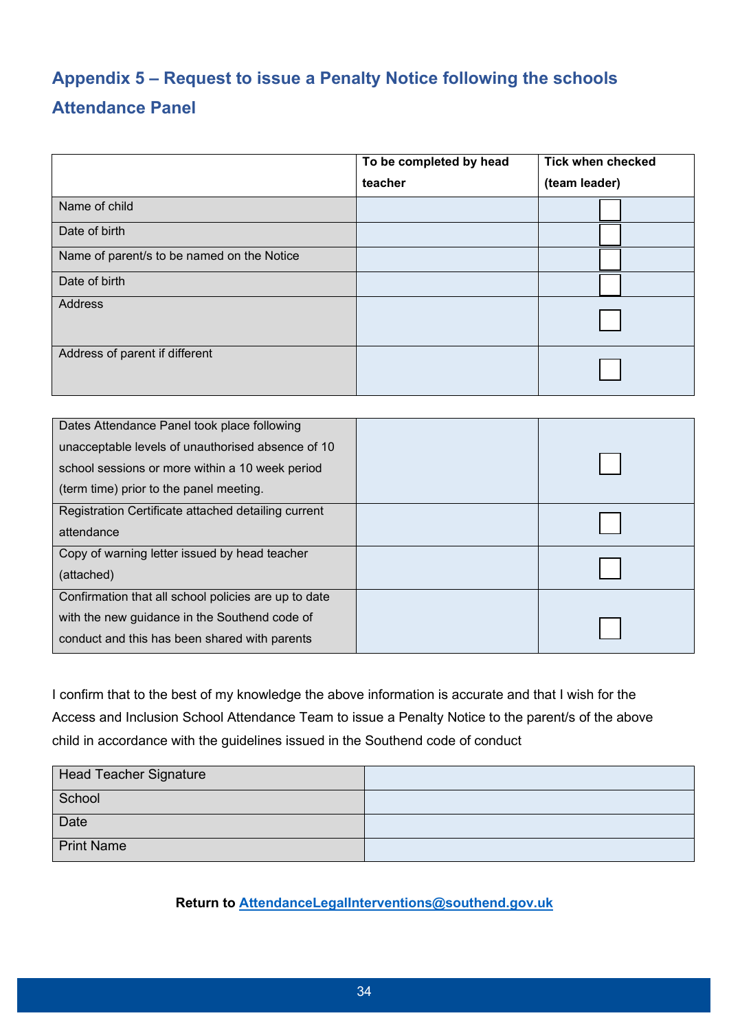## Appendix 5 – Request to issue a Penalty Notice following the schools Attendance Panel

| | To be completed by head teacher | Tick when checked (team leader) |
|---|---|---|
| Name of child | | ☐ |
| Date of birth | | ☐ |
| Name of parent/s to be named on the Notice | | ☐ |
| Date of birth | | ☐ |
| Address | | ☐ |
| Address of parent if different | | ☐ |

| | | |
|---|---|---|
| Dates Attendance Panel took place following unacceptable levels of unauthorised absence of 10 school sessions or more within a 10 week period (term time) prior to the panel meeting. | | ☐ |
| Registration Certificate attached detailing current attendance | | ☐ |
| Copy of warning letter issued by head teacher (attached) | | ☐ |
| Confirmation that all school policies are up to date with the new guidance in the Southend code of conduct and this has been shared with parents | | ☐ |

I confirm that to the best of my knowledge the above information is accurate and that I wish for the Access and Inclusion School Attendance Team to issue a Penalty Notice to the parent/s of the above child in accordance with the guidelines issued in the Southend code of conduct

| | |
|---|---|
| Head Teacher Signature | |
| School | |
| Date | |
| Print Name | |

**Return to [AttendanceLegalInterventions@southend.gov.uk](mailto:AttendanceLegalInterventions@southend.gov.uk)**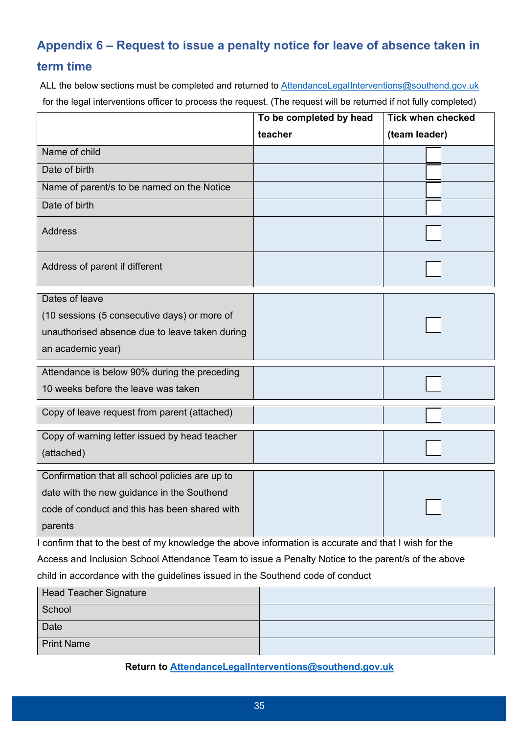## Appendix 6 – Request to issue a penalty notice for leave of absence taken in term time

ALL the below sections must be completed and returned to AttendanceLegalInterventions@southend.gov.uk for the legal interventions officer to process the request. (The request will be returned if not fully completed)

| | To be completed by head teacher | Tick when checked (team leader) |
|---|---|---|
| Name of child | | ☐ |
| Date of birth | | ☐ |
| Name of parent/s to be named on the Notice | | ☐ |
| Date of birth | | ☐ |
| Address | | ☐ |
| Address of parent if different | | ☐ |
| Dates of leave (10 sessions (5 consecutive days) or more of unauthorised absence due to leave taken during an academic year) | | ☐ |
| Attendance is below 90% during the preceding 10 weeks before the leave was taken | | ☐ |
| Copy of leave request from parent (attached) | | ☐ |
| Copy of warning letter issued by head teacher (attached) | | ☐ |
| Confirmation that all school policies are up to date with the new guidance in the Southend code of conduct and this has been shared with parents | | ☐ |

I confirm that to the best of my knowledge the above information is accurate and that I wish for the Access and Inclusion School Attendance Team to issue a Penalty Notice to the parent/s of the above child in accordance with the guidelines issued in the Southend code of conduct

| | |
|---|---|
| Head Teacher Signature | |
| School | |
| Date | |
| Print Name | |

**Return to AttendanceLegalInterventions@southend.gov.uk**